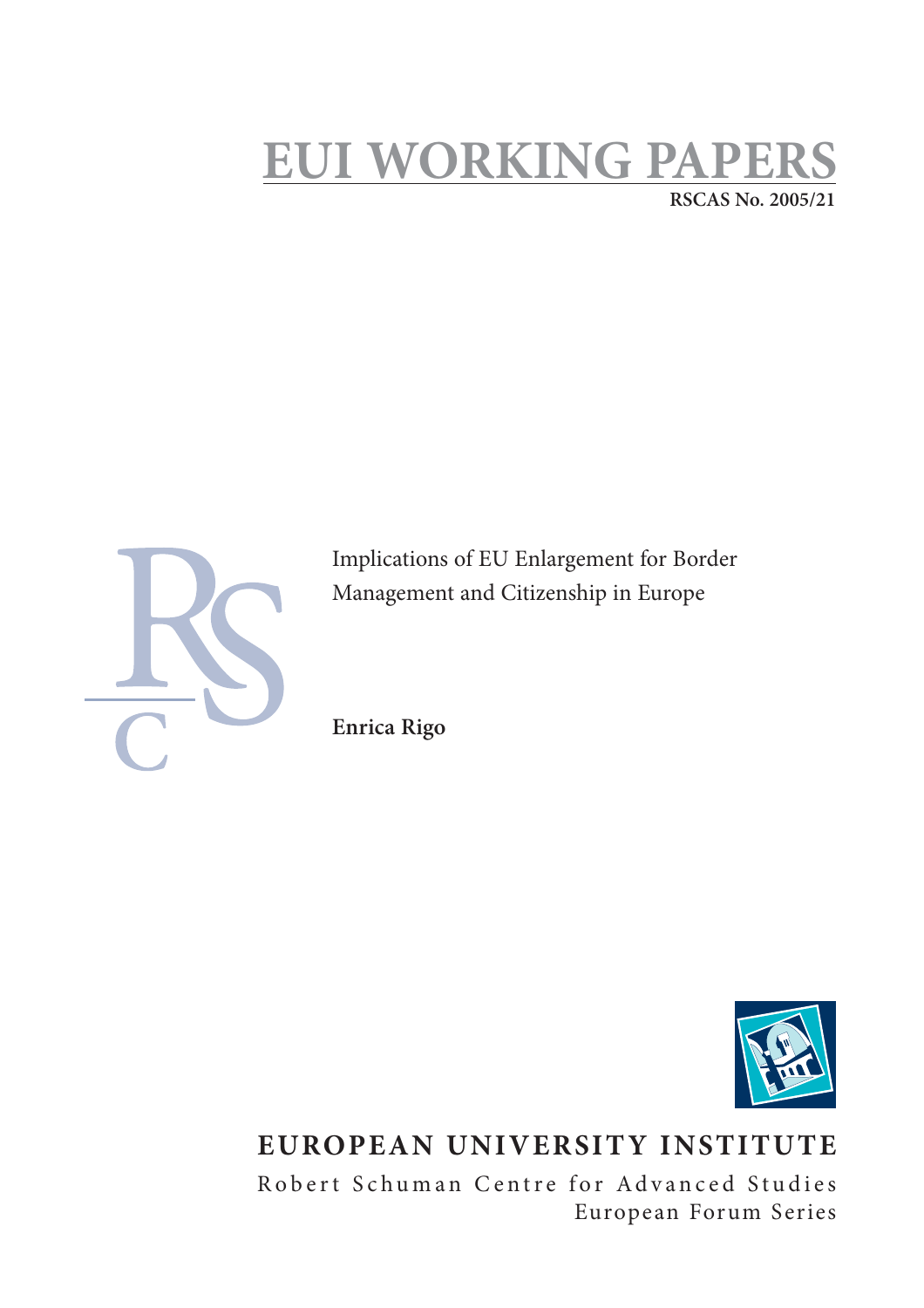# EUI WORKING PAPERS

RSCAS No. 2005/21

Implications of EU Enlargement for Border Management and Citizenship in Europe

**Enrica Rigo**

**EUROPEAN UNIVERSITY INSTITUTE**

Robert Schuman Centre for Advanced Studies

European Forum Series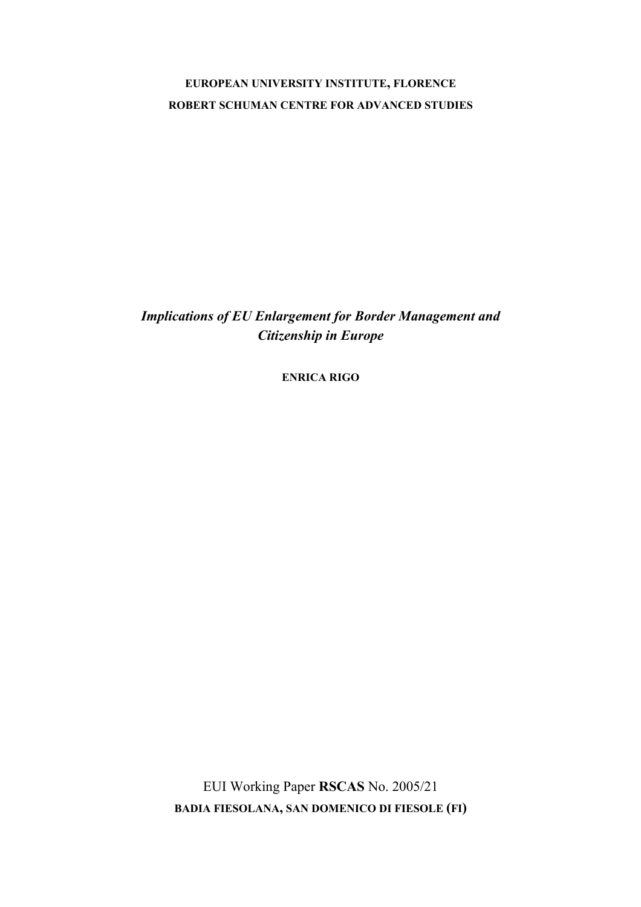**EUROPEAN UNIVERSITY INSTITUTE, FLORENCE**

**ROBERT SCHUMAN CENTRE FOR ADVANCED STUDIES**

# *Implications of EU Enlargement for Border Management and Citizenship in Europe*

**ENRICA RIGO**

EUI Working Paper **RSCAS** No. 2005/21

**BADIA FIESOLANA, SAN DOMENICO DI FIESOLE (FI)**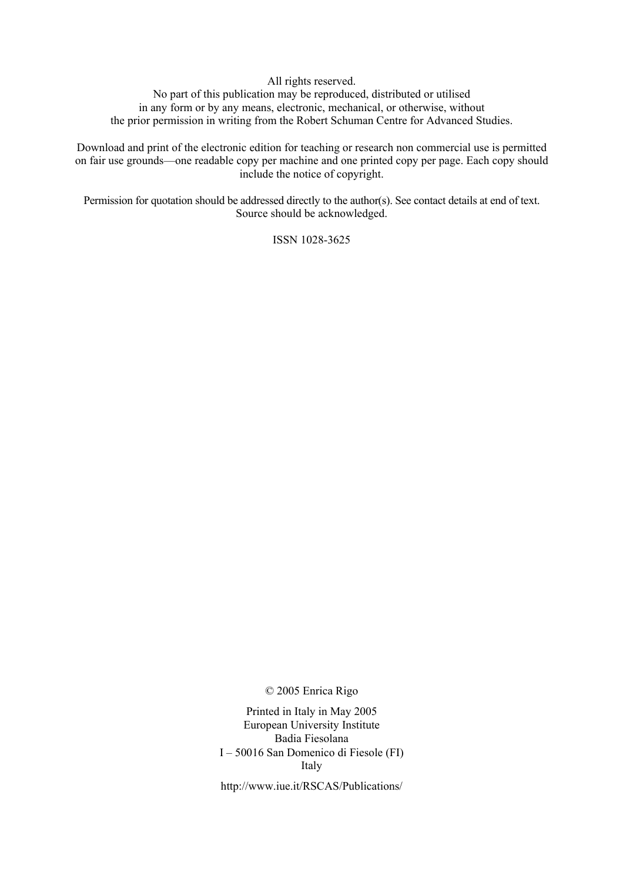All rights reserved.
No part of this publication may be reproduced, distributed or utilised
in any form or by any means, electronic, mechanical, or otherwise, without
the prior permission in writing from the Robert Schuman Centre for Advanced Studies.

Download and print of the electronic edition for teaching or research non commercial use is permitted on fair use grounds—one readable copy per machine and one printed copy per page. Each copy should include the notice of copyright.

Permission for quotation should be addressed directly to the author(s). See contact details at end of text.
Source should be acknowledged.

ISSN 1028-3625

© 2005 Enrica Rigo

Printed in Italy in May 2005
European University Institute
Badia Fiesolana
I – 50016 San Domenico di Fiesole (FI)
Italy

http://www.iue.it/RSCAS/Publications/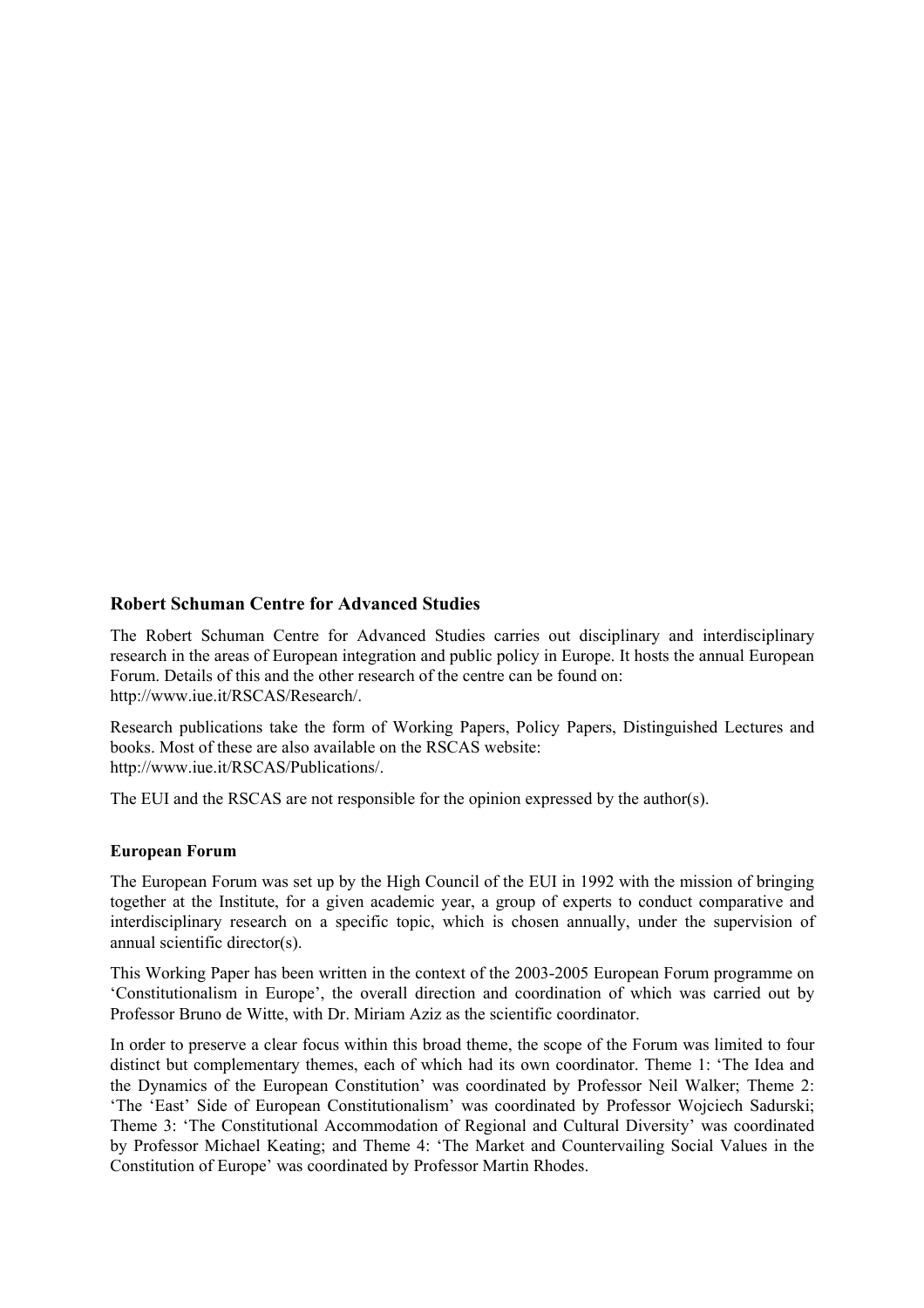### Robert Schuman Centre for Advanced Studies

The Robert Schuman Centre for Advanced Studies carries out disciplinary and interdisciplinary research in the areas of European integration and public policy in Europe. It hosts the annual European Forum. Details of this and the other research of the centre can be found on: http://www.iue.it/RSCAS/Research/.

Research publications take the form of Working Papers, Policy Papers, Distinguished Lectures and books. Most of these are also available on the RSCAS website: http://www.iue.it/RSCAS/Publications/.

The EUI and the RSCAS are not responsible for the opinion expressed by the author(s).

#### European Forum

The European Forum was set up by the High Council of the EUI in 1992 with the mission of bringing together at the Institute, for a given academic year, a group of experts to conduct comparative and interdisciplinary research on a specific topic, which is chosen annually, under the supervision of annual scientific director(s).

This Working Paper has been written in the context of the 2003-2005 European Forum programme on 'Constitutionalism in Europe', the overall direction and coordination of which was carried out by Professor Bruno de Witte, with Dr. Miriam Aziz as the scientific coordinator.

In order to preserve a clear focus within this broad theme, the scope of the Forum was limited to four distinct but complementary themes, each of which had its own coordinator. Theme 1: 'The Idea and the Dynamics of the European Constitution' was coordinated by Professor Neil Walker; Theme 2: 'The 'East' Side of European Constitutionalism' was coordinated by Professor Wojciech Sadurski; Theme 3: 'The Constitutional Accommodation of Regional and Cultural Diversity' was coordinated by Professor Michael Keating; and Theme 4: 'The Market and Countervailing Social Values in the Constitution of Europe' was coordinated by Professor Martin Rhodes.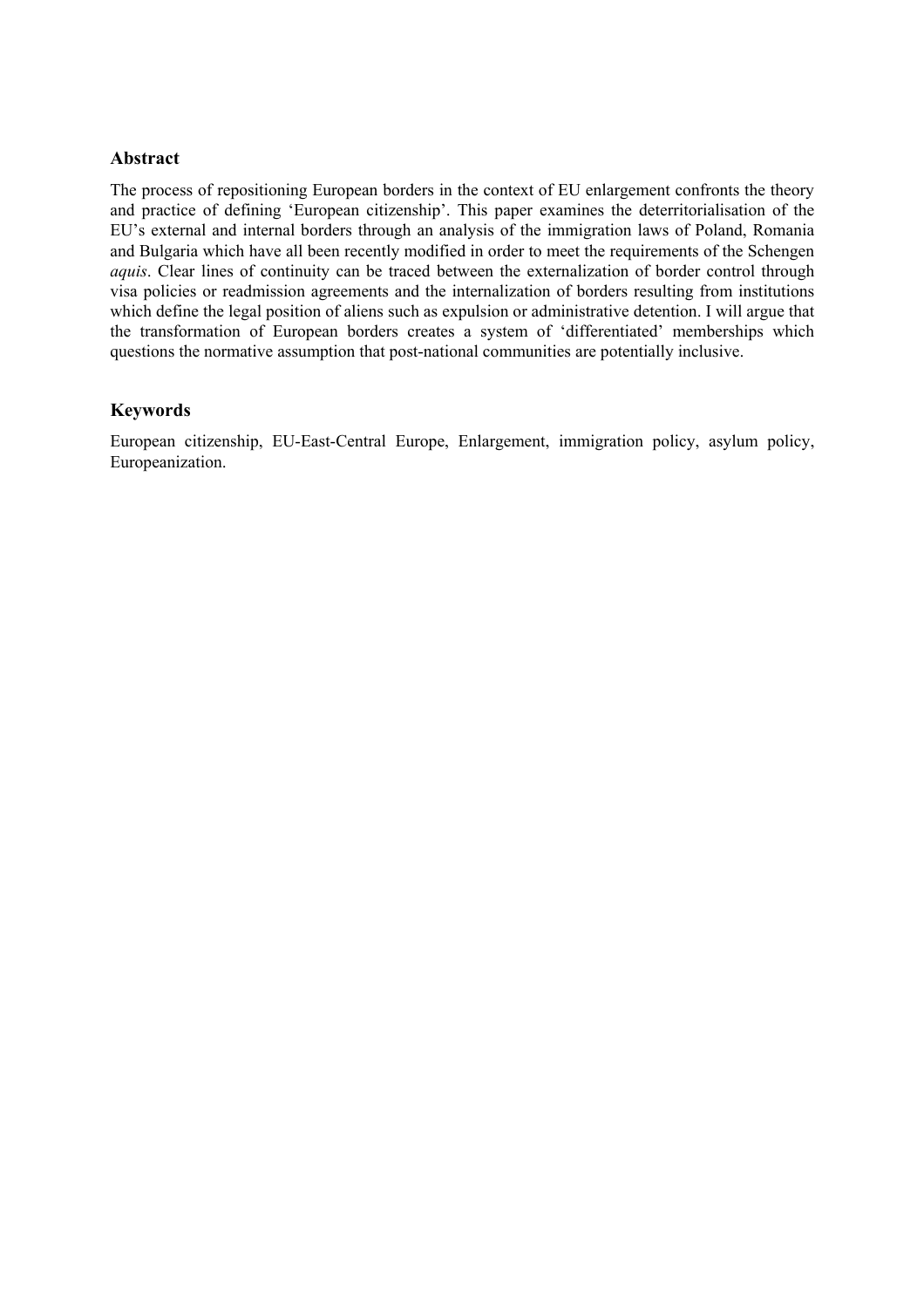## Abstract

The process of repositioning European borders in the context of EU enlargement confronts the theory and practice of defining 'European citizenship'. This paper examines the deterritorialisation of the EU's external and internal borders through an analysis of the immigration laws of Poland, Romania and Bulgaria which have all been recently modified in order to meet the requirements of the Schengen *aquis*. Clear lines of continuity can be traced between the externalization of border control through visa policies or readmission agreements and the internalization of borders resulting from institutions which define the legal position of aliens such as expulsion or administrative detention. I will argue that the transformation of European borders creates a system of 'differentiated' memberships which questions the normative assumption that post-national communities are potentially inclusive.

## Keywords

European citizenship, EU-East-Central Europe, Enlargement, immigration policy, asylum policy, Europeanization.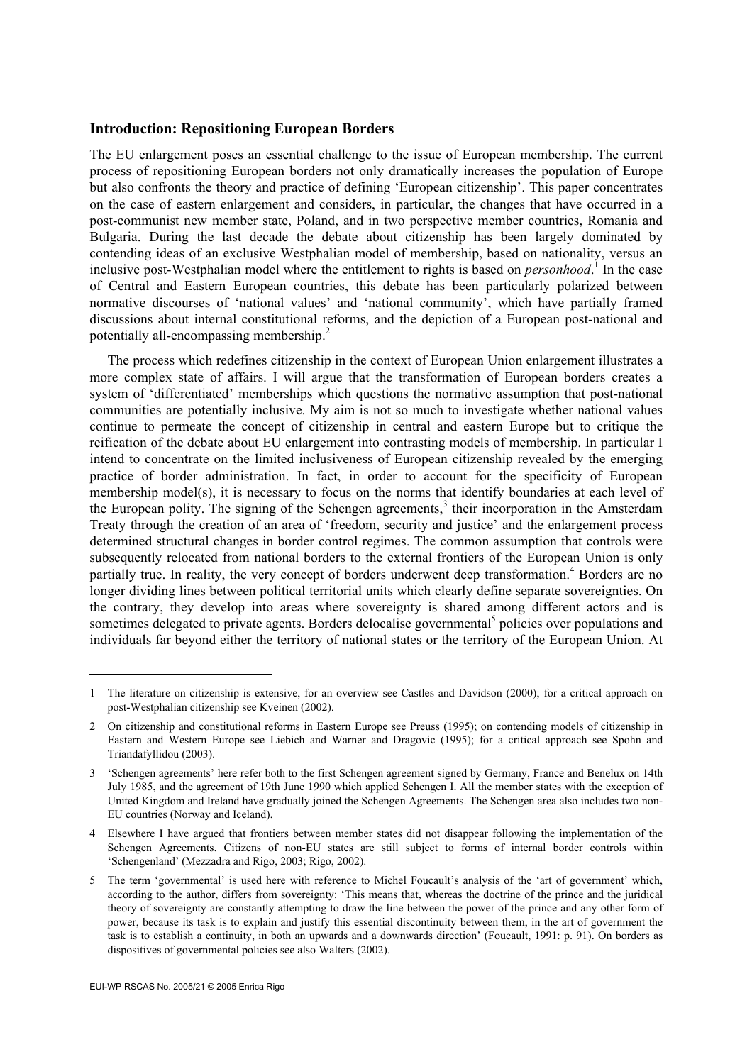## Introduction: Repositioning European Borders

The EU enlargement poses an essential challenge to the issue of European membership. The current process of repositioning European borders not only dramatically increases the population of Europe but also confronts the theory and practice of defining 'European citizenship'. This paper concentrates on the case of eastern enlargement and considers, in particular, the changes that have occurred in a post-communist new member state, Poland, and in two perspective member countries, Romania and Bulgaria. During the last decade the debate about citizenship has been largely dominated by contending ideas of an exclusive Westphalian model of membership, based on nationality, versus an inclusive post-Westphalian model where the entitlement to rights is based on *personhood*.[1] In the case of Central and Eastern European countries, this debate has been particularly polarized between normative discourses of 'national values' and 'national community', which have partially framed discussions about internal constitutional reforms, and the depiction of a European post-national and potentially all-encompassing membership.[2]

The process which redefines citizenship in the context of European Union enlargement illustrates a more complex state of affairs. I will argue that the transformation of European borders creates a system of 'differentiated' memberships which questions the normative assumption that post-national communities are potentially inclusive. My aim is not so much to investigate whether national values continue to permeate the concept of citizenship in central and eastern Europe but to critique the reification of the debate about EU enlargement into contrasting models of membership. In particular I intend to concentrate on the limited inclusiveness of European citizenship revealed by the emerging practice of border administration. In fact, in order to account for the specificity of European membership model(s), it is necessary to focus on the norms that identify boundaries at each level of the European polity. The signing of the Schengen agreements,[3] their incorporation in the Amsterdam Treaty through the creation of an area of 'freedom, security and justice' and the enlargement process determined structural changes in border control regimes. The common assumption that controls were subsequently relocated from national borders to the external frontiers of the European Union is only partially true. In reality, the very concept of borders underwent deep transformation.[4] Borders are no longer dividing lines between political territorial units which clearly define separate sovereignties. On the contrary, they develop into areas where sovereignty is shared among different actors and is sometimes delegated to private agents. Borders delocalise governmental[5] policies over populations and individuals far beyond either the territory of national states or the territory of the European Union. At

---

1 The literature on citizenship is extensive, for an overview see Castles and Davidson (2000); for a critical approach on post-Westphalian citizenship see Kveinen (2002).

2 On citizenship and constitutional reforms in Eastern Europe see Preuss (1995); on contending models of citizenship in Eastern and Western Europe see Liebich and Warner and Dragovic (1995); for a critical approach see Spohn and Triandafyllidou (2003).

3 'Schengen agreements' here refer both to the first Schengen agreement signed by Germany, France and Benelux on 14th July 1985, and the agreement of 19th June 1990 which applied Schengen I. All the member states with the exception of United Kingdom and Ireland have gradually joined the Schengen Agreements. The Schengen area also includes two non-EU countries (Norway and Iceland).

4 Elsewhere I have argued that frontiers between member states did not disappear following the implementation of the Schengen Agreements. Citizens of non-EU states are still subject to forms of internal border controls within 'Schengenland' (Mezzadra and Rigo, 2003; Rigo, 2002).

5 The term 'governmental' is used here with reference to Michel Foucault's analysis of the 'art of government' which, according to the author, differs from sovereignty: 'This means that, whereas the doctrine of the prince and the juridical theory of sovereignty are constantly attempting to draw the line between the power of the prince and any other form of power, because its task is to explain and justify this essential discontinuity between them, in the art of government the task is to establish a continuity, in both an upwards and a downwards direction' (Foucault, 1991: p. 91). On borders as dispositives of governmental policies see also Walters (2002).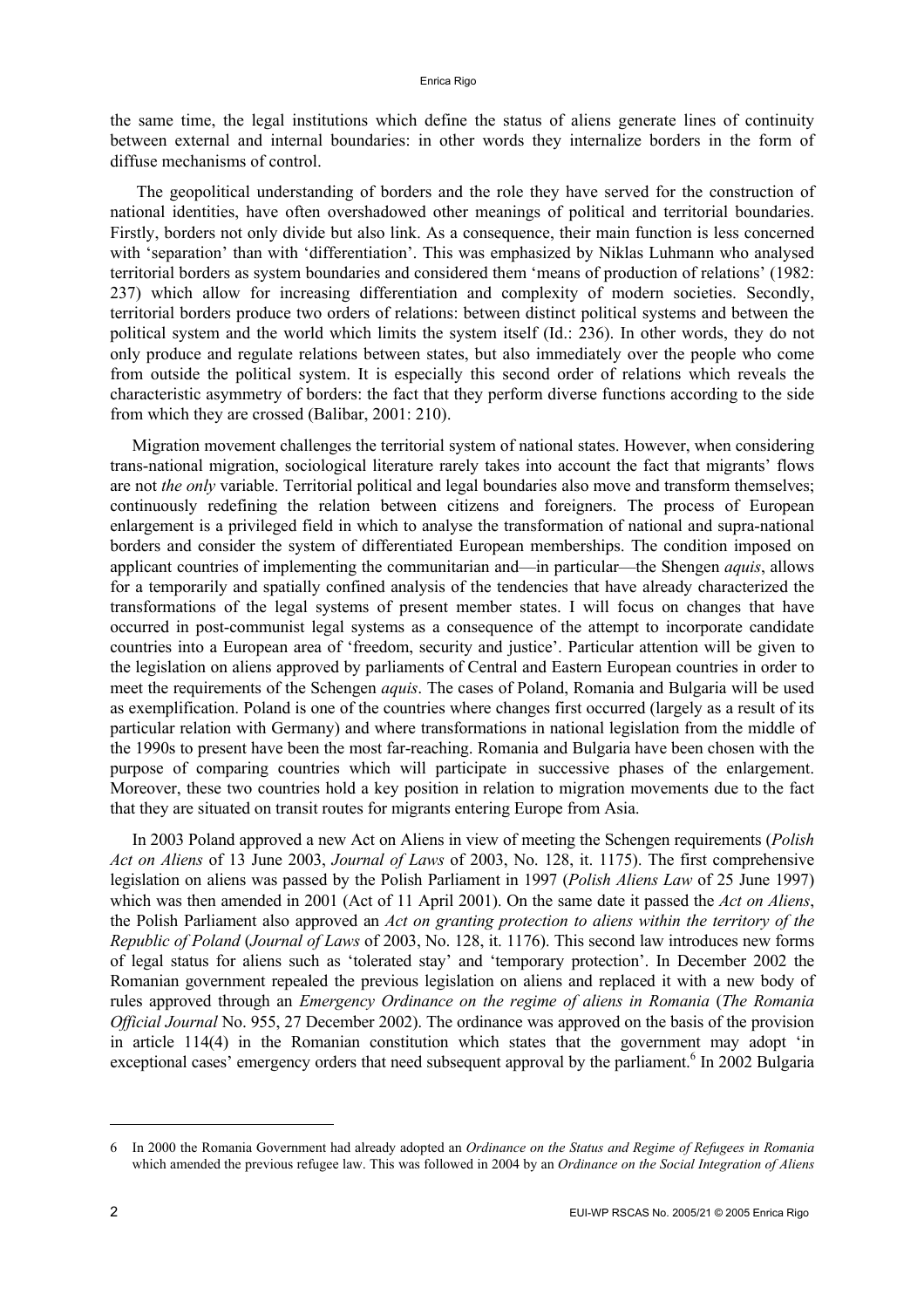the same time, the legal institutions which define the status of aliens generate lines of continuity between external and internal boundaries: in other words they internalize borders in the form of diffuse mechanisms of control.

The geopolitical understanding of borders and the role they have served for the construction of national identities, have often overshadowed other meanings of political and territorial boundaries. Firstly, borders not only divide but also link. As a consequence, their main function is less concerned with 'separation' than with 'differentiation'. This was emphasized by Niklas Luhmann who analysed territorial borders as system boundaries and considered them 'means of production of relations' (1982: 237) which allow for increasing differentiation and complexity of modern societies. Secondly, territorial borders produce two orders of relations: between distinct political systems and between the political system and the world which limits the system itself (Id.: 236). In other words, they do not only produce and regulate relations between states, but also immediately over the people who come from outside the political system. It is especially this second order of relations which reveals the characteristic asymmetry of borders: the fact that they perform diverse functions according to the side from which they are crossed (Balibar, 2001: 210).

Migration movement challenges the territorial system of national states. However, when considering trans-national migration, sociological literature rarely takes into account the fact that migrants' flows are not *the only* variable. Territorial political and legal boundaries also move and transform themselves; continuously redefining the relation between citizens and foreigners. The process of European enlargement is a privileged field in which to analyse the transformation of national and supra-national borders and consider the system of differentiated European memberships. The condition imposed on applicant countries of implementing the communitarian and—in particular—the Shengen *aquis*, allows for a temporarily and spatially confined analysis of the tendencies that have already characterized the transformations of the legal systems of present member states. I will focus on changes that have occurred in post-communist legal systems as a consequence of the attempt to incorporate candidate countries into a European area of 'freedom, security and justice'. Particular attention will be given to the legislation on aliens approved by parliaments of Central and Eastern European countries in order to meet the requirements of the Schengen *aquis*. The cases of Poland, Romania and Bulgaria will be used as exemplification. Poland is one of the countries where changes first occurred (largely as a result of its particular relation with Germany) and where transformations in national legislation from the middle of the 1990s to present have been the most far-reaching. Romania and Bulgaria have been chosen with the purpose of comparing countries which will participate in successive phases of the enlargement. Moreover, these two countries hold a key position in relation to migration movements due to the fact that they are situated on transit routes for migrants entering Europe from Asia.

In 2003 Poland approved a new Act on Aliens in view of meeting the Schengen requirements (*Polish Act on Aliens* of 13 June 2003, *Journal of Laws* of 2003, No. 128, it. 1175). The first comprehensive legislation on aliens was passed by the Polish Parliament in 1997 (*Polish Aliens Law* of 25 June 1997) which was then amended in 2001 (Act of 11 April 2001). On the same date it passed the *Act on Aliens*, the Polish Parliament also approved an *Act on granting protection to aliens within the territory of the Republic of Poland* (*Journal of Laws* of 2003, No. 128, it. 1176). This second law introduces new forms of legal status for aliens such as 'tolerated stay' and 'temporary protection'. In December 2002 the Romanian government repealed the previous legislation on aliens and replaced it with a new body of rules approved through an *Emergency Ordinance on the regime of aliens in Romania* (*The Romania Official Journal* No. 955, 27 December 2002). The ordinance was approved on the basis of the provision in article 114(4) in the Romanian constitution which states that the government may adopt 'in exceptional cases' emergency orders that need subsequent approval by the parliament.[6] In 2002 Bulgaria

---

6 In 2000 the Romania Government had already adopted an *Ordinance on the Status and Regime of Refugees in Romania* which amended the previous refugee law. This was followed in 2004 by an *Ordinance on the Social Integration of Aliens*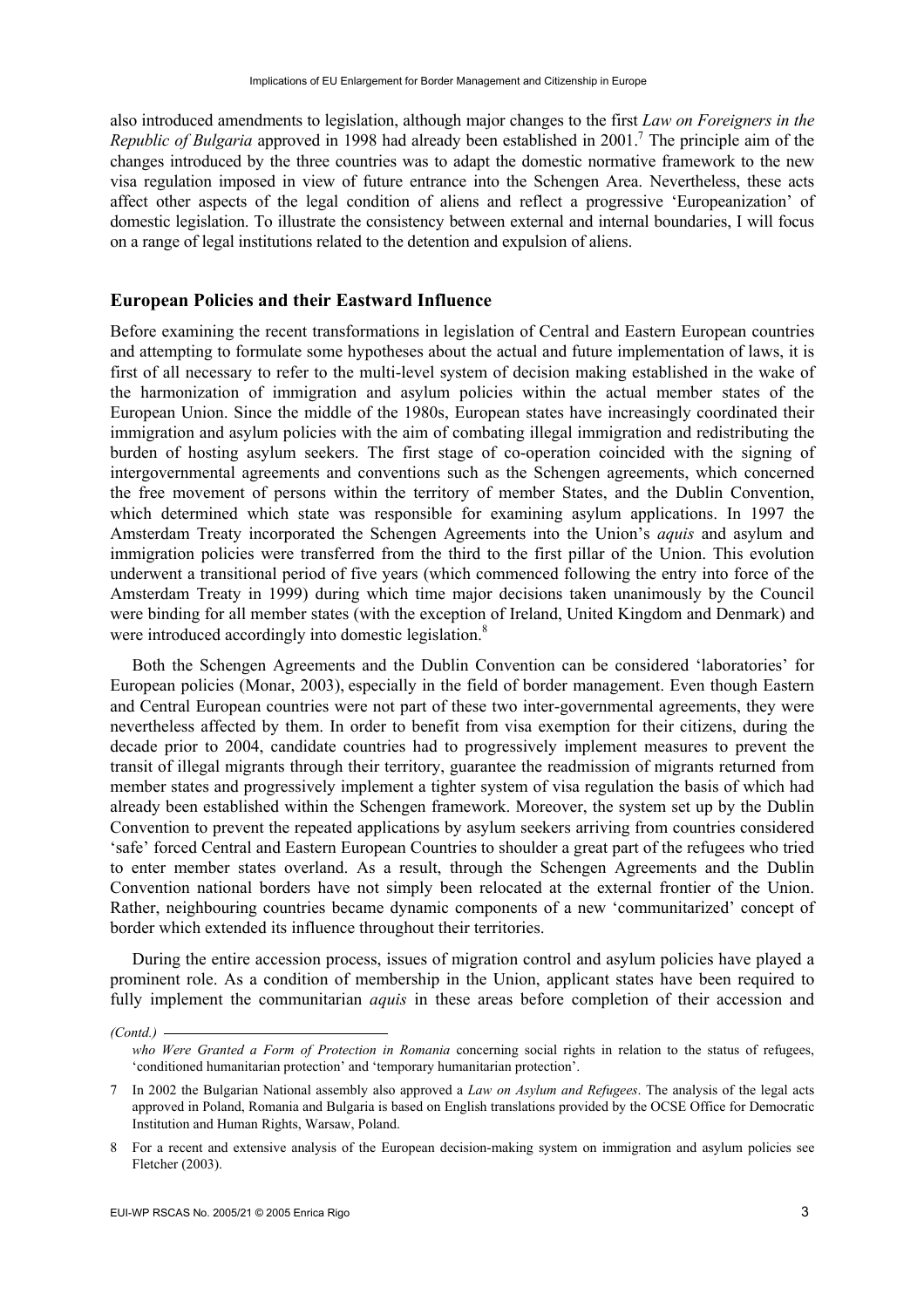also introduced amendments to legislation, although major changes to the first *Law on Foreigners in the Republic of Bulgaria* approved in 1998 had already been established in 2001.[7] The principle aim of the changes introduced by the three countries was to adapt the domestic normative framework to the new visa regulation imposed in view of future entrance into the Schengen Area. Nevertheless, these acts affect other aspects of the legal condition of aliens and reflect a progressive 'Europeanization' of domestic legislation. To illustrate the consistency between external and internal boundaries, I will focus on a range of legal institutions related to the detention and expulsion of aliens.

## European Policies and their Eastward Influence

Before examining the recent transformations in legislation of Central and Eastern European countries and attempting to formulate some hypotheses about the actual and future implementation of laws, it is first of all necessary to refer to the multi-level system of decision making established in the wake of the harmonization of immigration and asylum policies within the actual member states of the European Union. Since the middle of the 1980s, European states have increasingly coordinated their immigration and asylum policies with the aim of combating illegal immigration and redistributing the burden of hosting asylum seekers. The first stage of co-operation coincided with the signing of intergovernmental agreements and conventions such as the Schengen agreements, which concerned the free movement of persons within the territory of member States, and the Dublin Convention, which determined which state was responsible for examining asylum applications. In 1997 the Amsterdam Treaty incorporated the Schengen Agreements into the Union's *aquis* and asylum and immigration policies were transferred from the third to the first pillar of the Union. This evolution underwent a transitional period of five years (which commenced following the entry into force of the Amsterdam Treaty in 1999) during which time major decisions taken unanimously by the Council were binding for all member states (with the exception of Ireland, United Kingdom and Denmark) and were introduced accordingly into domestic legislation.[8]

Both the Schengen Agreements and the Dublin Convention can be considered 'laboratories' for European policies (Monar, 2003), especially in the field of border management. Even though Eastern and Central European countries were not part of these two inter-governmental agreements, they were nevertheless affected by them. In order to benefit from visa exemption for their citizens, during the decade prior to 2004, candidate countries had to progressively implement measures to prevent the transit of illegal migrants through their territory, guarantee the readmission of migrants returned from member states and progressively implement a tighter system of visa regulation the basis of which had already been established within the Schengen framework. Moreover, the system set up by the Dublin Convention to prevent the repeated applications by asylum seekers arriving from countries considered 'safe' forced Central and Eastern European Countries to shoulder a great part of the refugees who tried to enter member states overland. As a result, through the Schengen Agreements and the Dublin Convention national borders have not simply been relocated at the external frontier of the Union. Rather, neighbouring countries became dynamic components of a new 'communitarized' concept of border which extended its influence throughout their territories.

During the entire accession process, issues of migration control and asylum policies have played a prominent role. As a condition of membership in the Union, applicant states have been required to fully implement the communitarian *aquis* in these areas before completion of their accession and

---

*(Contd.)*

*who Were Granted a Form of Protection in Romania* concerning social rights in relation to the status of refugees, 'conditioned humanitarian protection' and 'temporary humanitarian protection'.

7 In 2002 the Bulgarian National assembly also approved a *Law on Asylum and Refugees*. The analysis of the legal acts approved in Poland, Romania and Bulgaria is based on English translations provided by the OCSE Office for Democratic Institution and Human Rights, Warsaw, Poland.

8 For a recent and extensive analysis of the European decision-making system on immigration and asylum policies see Fletcher (2003).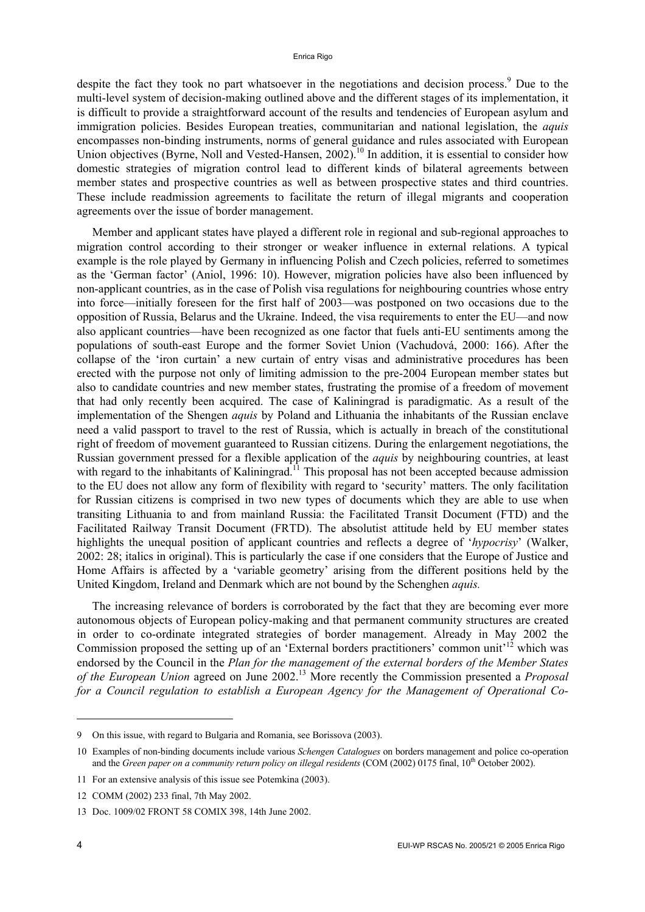despite the fact they took no part whatsoever in the negotiations and decision process.[9] Due to the multi-level system of decision-making outlined above and the different stages of its implementation, it is difficult to provide a straightforward account of the results and tendencies of European asylum and immigration policies. Besides European treaties, communitarian and national legislation, the *aquis* encompasses non-binding instruments, norms of general guidance and rules associated with European Union objectives (Byrne, Noll and Vested-Hansen, 2002).[10] In addition, it is essential to consider how domestic strategies of migration control lead to different kinds of bilateral agreements between member states and prospective countries as well as between prospective states and third countries. These include readmission agreements to facilitate the return of illegal migrants and cooperation agreements over the issue of border management.

Member and applicant states have played a different role in regional and sub-regional approaches to migration control according to their stronger or weaker influence in external relations. A typical example is the role played by Germany in influencing Polish and Czech policies, referred to sometimes as the 'German factor' (Aniol, 1996: 10). However, migration policies have also been influenced by non-applicant countries, as in the case of Polish visa regulations for neighbouring countries whose entry into force—initially foreseen for the first half of 2003—was postponed on two occasions due to the opposition of Russia, Belarus and the Ukraine. Indeed, the visa requirements to enter the EU—and now also applicant countries—have been recognized as one factor that fuels anti-EU sentiments among the populations of south-east Europe and the former Soviet Union (Vachudová, 2000: 166). After the collapse of the 'iron curtain' a new curtain of entry visas and administrative procedures has been erected with the purpose not only of limiting admission to the pre-2004 European member states but also to candidate countries and new member states, frustrating the promise of a freedom of movement that had only recently been acquired. The case of Kaliningrad is paradigmatic. As a result of the implementation of the Shengen *aquis* by Poland and Lithuania the inhabitants of the Russian enclave need a valid passport to travel to the rest of Russia, which is actually in breach of the constitutional right of freedom of movement guaranteed to Russian citizens. During the enlargement negotiations, the Russian government pressed for a flexible application of the *aquis* by neighbouring countries, at least with regard to the inhabitants of Kaliningrad.[11] This proposal has not been accepted because admission to the EU does not allow any form of flexibility with regard to 'security' matters. The only facilitation for Russian citizens is comprised in two new types of documents which they are able to use when transiting Lithuania to and from mainland Russia: the Facilitated Transit Document (FTD) and the Facilitated Railway Transit Document (FRTD). The absolutist attitude held by EU member states highlights the unequal position of applicant countries and reflects a degree of '*hypocrisy*' (Walker, 2002: 28; italics in original). This is particularly the case if one considers that the Europe of Justice and Home Affairs is affected by a 'variable geometry' arising from the different positions held by the United Kingdom, Ireland and Denmark which are not bound by the Schenghen *aquis.*

The increasing relevance of borders is corroborated by the fact that they are becoming ever more autonomous objects of European policy-making and that permanent community structures are created in order to co-ordinate integrated strategies of border management. Already in May 2002 the Commission proposed the setting up of an 'External borders practitioners' common unit'[12] which was endorsed by the Council in the *Plan for the management of the external borders of the Member States of the European Union* agreed on June 2002.[13] More recently the Commission presented a *Proposal for a Council regulation to establish a European Agency for the Management of Operational Co-*

---

9 On this issue, with regard to Bulgaria and Romania, see Borissova (2003).

10 Examples of non-binding documents include various *Schengen Catalogues* on borders management and police co-operation and the *Green paper on a community return policy on illegal residents* (COM (2002) 0175 final, 10th October 2002).

11 For an extensive analysis of this issue see Potemkina (2003).

12 COMM (2002) 233 final, 7th May 2002.

13 Doc. 1009/02 FRONT 58 COMIX 398, 14th June 2002.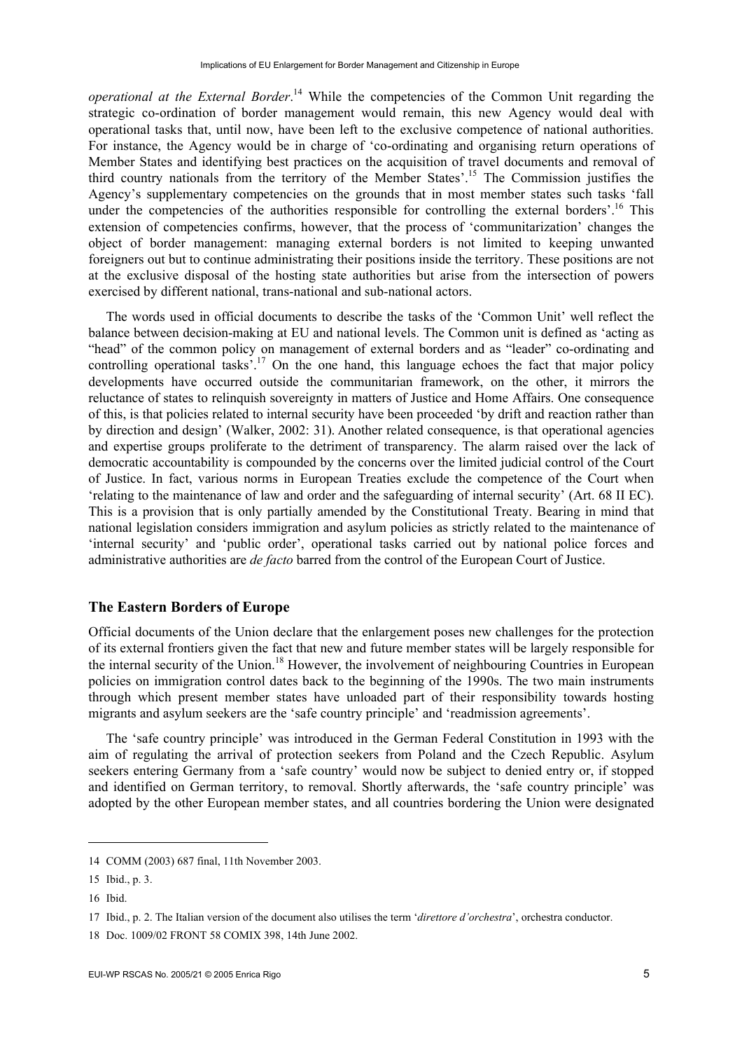*operational at the External Border*.[14] While the competencies of the Common Unit regarding the strategic co-ordination of border management would remain, this new Agency would deal with operational tasks that, until now, have been left to the exclusive competence of national authorities. For instance, the Agency would be in charge of 'co-ordinating and organising return operations of Member States and identifying best practices on the acquisition of travel documents and removal of third country nationals from the territory of the Member States'.[15] The Commission justifies the Agency's supplementary competencies on the grounds that in most member states such tasks 'fall under the competencies of the authorities responsible for controlling the external borders'.[16] This extension of competencies confirms, however, that the process of 'communitarization' changes the object of border management: managing external borders is not limited to keeping unwanted foreigners out but to continue administrating their positions inside the territory. These positions are not at the exclusive disposal of the hosting state authorities but arise from the intersection of powers exercised by different national, trans-national and sub-national actors.

The words used in official documents to describe the tasks of the 'Common Unit' well reflect the balance between decision-making at EU and national levels. The Common unit is defined as 'acting as "head" of the common policy on management of external borders and as "leader" co-ordinating and controlling operational tasks'.[17] On the one hand, this language echoes the fact that major policy developments have occurred outside the communitarian framework, on the other, it mirrors the reluctance of states to relinquish sovereignty in matters of Justice and Home Affairs. One consequence of this, is that policies related to internal security have been proceeded 'by drift and reaction rather than by direction and design' (Walker, 2002: 31). Another related consequence, is that operational agencies and expertise groups proliferate to the detriment of transparency. The alarm raised over the lack of democratic accountability is compounded by the concerns over the limited judicial control of the Court of Justice. In fact, various norms in European Treaties exclude the competence of the Court when 'relating to the maintenance of law and order and the safeguarding of internal security' (Art. 68 II EC). This is a provision that is only partially amended by the Constitutional Treaty. Bearing in mind that national legislation considers immigration and asylum policies as strictly related to the maintenance of 'internal security' and 'public order', operational tasks carried out by national police forces and administrative authorities are *de facto* barred from the control of the European Court of Justice.

## The Eastern Borders of Europe

Official documents of the Union declare that the enlargement poses new challenges for the protection of its external frontiers given the fact that new and future member states will be largely responsible for the internal security of the Union.[18] However, the involvement of neighbouring Countries in European policies on immigration control dates back to the beginning of the 1990s. The two main instruments through which present member states have unloaded part of their responsibility towards hosting migrants and asylum seekers are the 'safe country principle' and 'readmission agreements'.

The 'safe country principle' was introduced in the German Federal Constitution in 1993 with the aim of regulating the arrival of protection seekers from Poland and the Czech Republic. Asylum seekers entering Germany from a 'safe country' would now be subject to denied entry or, if stopped and identified on German territory, to removal. Shortly afterwards, the 'safe country principle' was adopted by the other European member states, and all countries bordering the Union were designated

---

14 COMM (2003) 687 final, 11th November 2003.

15 Ibid., p. 3.

16 Ibid.

17 Ibid., p. 2. The Italian version of the document also utilises the term '*direttore d'orchestra*', orchestra conductor.

18 Doc. 1009/02 FRONT 58 COMIX 398, 14th June 2002.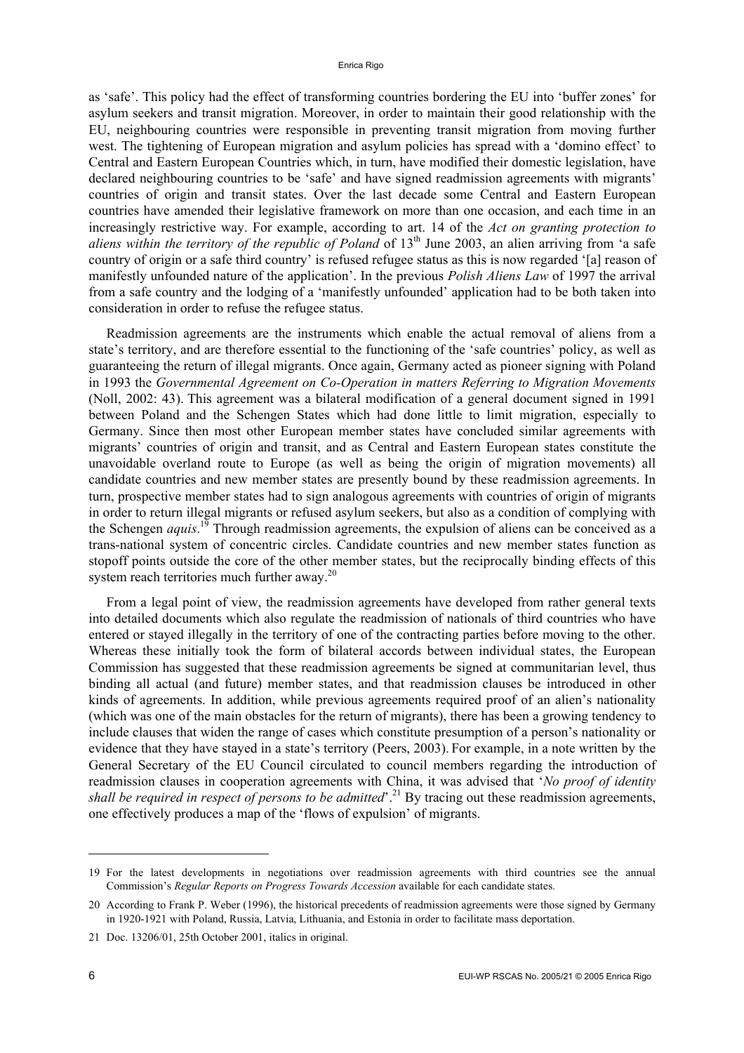as 'safe'. This policy had the effect of transforming countries bordering the EU into 'buffer zones' for asylum seekers and transit migration. Moreover, in order to maintain their good relationship with the EU, neighbouring countries were responsible in preventing transit migration from moving further west. The tightening of European migration and asylum policies has spread with a 'domino effect' to Central and Eastern European Countries which, in turn, have modified their domestic legislation, have declared neighbouring countries to be 'safe' and have signed readmission agreements with migrants' countries of origin and transit states. Over the last decade some Central and Eastern European countries have amended their legislative framework on more than one occasion, and each time in an increasingly restrictive way. For example, according to art. 14 of the *Act on granting protection to aliens within the territory of the republic of Poland* of 13th June 2003, an alien arriving from 'a safe country of origin or a safe third country' is refused refugee status as this is now regarded '[a] reason of manifestly unfounded nature of the application'. In the previous *Polish Aliens Law* of 1997 the arrival from a safe country and the lodging of a 'manifestly unfounded' application had to be both taken into consideration in order to refuse the refugee status.

Readmission agreements are the instruments which enable the actual removal of aliens from a state's territory, and are therefore essential to the functioning of the 'safe countries' policy, as well as guaranteeing the return of illegal migrants. Once again, Germany acted as pioneer signing with Poland in 1993 the *Governmental Agreement on Co-Operation in matters Referring to Migration Movements* (Noll, 2002: 43). This agreement was a bilateral modification of a general document signed in 1991 between Poland and the Schengen States which had done little to limit migration, especially to Germany. Since then most other European member states have concluded similar agreements with migrants' countries of origin and transit, and as Central and Eastern European states constitute the unavoidable overland route to Europe (as well as being the origin of migration movements) all candidate countries and new member states are presently bound by these readmission agreements. In turn, prospective member states had to sign analogous agreements with countries of origin of migrants in order to return illegal migrants or refused asylum seekers, but also as a condition of complying with the Schengen *aquis*.[19] Through readmission agreements, the expulsion of aliens can be conceived as a trans-national system of concentric circles. Candidate countries and new member states function as stopoff points outside the core of the other member states, but the reciprocally binding effects of this system reach territories much further away.[20]

From a legal point of view, the readmission agreements have developed from rather general texts into detailed documents which also regulate the readmission of nationals of third countries who have entered or stayed illegally in the territory of one of the contracting parties before moving to the other. Whereas these initially took the form of bilateral accords between individual states, the European Commission has suggested that these readmission agreements be signed at communitarian level, thus binding all actual (and future) member states, and that readmission clauses be introduced in other kinds of agreements. In addition, while previous agreements required proof of an alien's nationality (which was one of the main obstacles for the return of migrants), there has been a growing tendency to include clauses that widen the range of cases which constitute presumption of a person's nationality or evidence that they have stayed in a state's territory (Peers, 2003). For example, in a note written by the General Secretary of the EU Council circulated to council members regarding the introduction of readmission clauses in cooperation agreements with China, it was advised that '*No proof of identity shall be required in respect of persons to be admitted*'.[21] By tracing out these readmission agreements, one effectively produces a map of the 'flows of expulsion' of migrants.

---

19 For the latest developments in negotiations over readmission agreements with third countries see the annual Commission's *Regular Reports on Progress Towards Accession* available for each candidate states.

20 According to Frank P. Weber (1996), the historical precedents of readmission agreements were those signed by Germany in 1920-1921 with Poland, Russia, Latvia, Lithuania, and Estonia in order to facilitate mass deportation.

21 Doc. 13206/01, 25th October 2001, italics in original.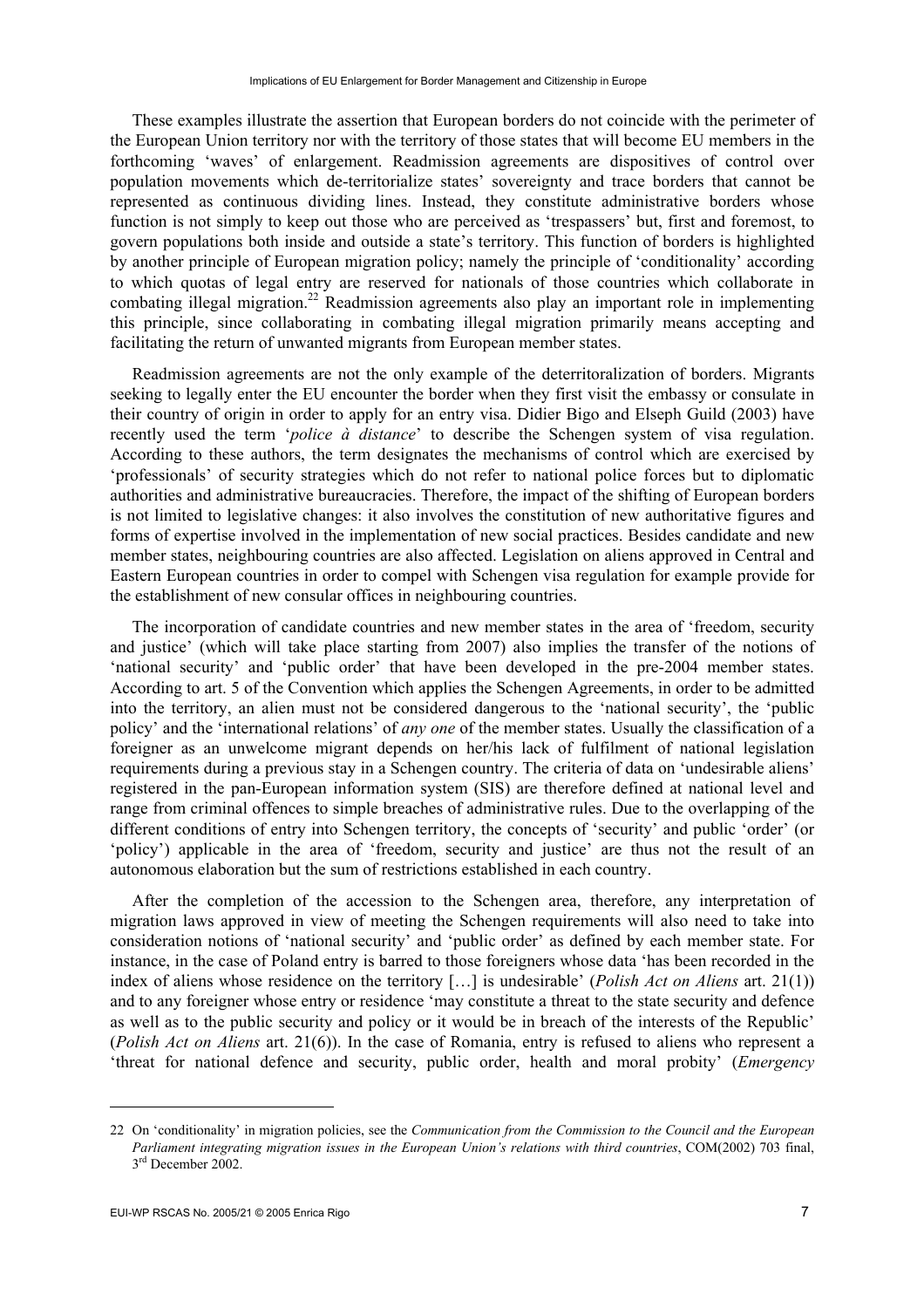These examples illustrate the assertion that European borders do not coincide with the perimeter of the European Union territory nor with the territory of those states that will become EU members in the forthcoming 'waves' of enlargement. Readmission agreements are dispositives of control over population movements which de-territorialize states' sovereignty and trace borders that cannot be represented as continuous dividing lines. Instead, they constitute administrative borders whose function is not simply to keep out those who are perceived as 'trespassers' but, first and foremost, to govern populations both inside and outside a state's territory. This function of borders is highlighted by another principle of European migration policy; namely the principle of 'conditionality' according to which quotas of legal entry are reserved for nationals of those countries which collaborate in combating illegal migration.[22] Readmission agreements also play an important role in implementing this principle, since collaborating in combating illegal migration primarily means accepting and facilitating the return of unwanted migrants from European member states.

Readmission agreements are not the only example of the deterritoralization of borders. Migrants seeking to legally enter the EU encounter the border when they first visit the embassy or consulate in their country of origin in order to apply for an entry visa. Didier Bigo and Elseph Guild (2003) have recently used the term '*police à distance*' to describe the Schengen system of visa regulation. According to these authors, the term designates the mechanisms of control which are exercised by 'professionals' of security strategies which do not refer to national police forces but to diplomatic authorities and administrative bureaucracies. Therefore, the impact of the shifting of European borders is not limited to legislative changes: it also involves the constitution of new authoritative figures and forms of expertise involved in the implementation of new social practices. Besides candidate and new member states, neighbouring countries are also affected. Legislation on aliens approved in Central and Eastern European countries in order to compel with Schengen visa regulation for example provide for the establishment of new consular offices in neighbouring countries.

The incorporation of candidate countries and new member states in the area of 'freedom, security and justice' (which will take place starting from 2007) also implies the transfer of the notions of 'national security' and 'public order' that have been developed in the pre-2004 member states. According to art. 5 of the Convention which applies the Schengen Agreements, in order to be admitted into the territory, an alien must not be considered dangerous to the 'national security', the 'public policy' and the 'international relations' of *any one* of the member states. Usually the classification of a foreigner as an unwelcome migrant depends on her/his lack of fulfilment of national legislation requirements during a previous stay in a Schengen country. The criteria of data on 'undesirable aliens' registered in the pan-European information system (SIS) are therefore defined at national level and range from criminal offences to simple breaches of administrative rules. Due to the overlapping of the different conditions of entry into Schengen territory, the concepts of 'security' and public 'order' (or 'policy') applicable in the area of 'freedom, security and justice' are thus not the result of an autonomous elaboration but the sum of restrictions established in each country.

After the completion of the accession to the Schengen area, therefore, any interpretation of migration laws approved in view of meeting the Schengen requirements will also need to take into consideration notions of 'national security' and 'public order' as defined by each member state. For instance, in the case of Poland entry is barred to those foreigners whose data 'has been recorded in the index of aliens whose residence on the territory […] is undesirable' (*Polish Act on Aliens* art. 21(1)) and to any foreigner whose entry or residence 'may constitute a threat to the state security and defence as well as to the public security and policy or it would be in breach of the interests of the Republic' (*Polish Act on Aliens* art. 21(6)). In the case of Romania, entry is refused to aliens who represent a 'threat for national defence and security, public order, health and moral probity' (*Emergency*

---

22 On 'conditionality' in migration policies, see the *Communication from the Commission to the Council and the European Parliament integrating migration issues in the European Union's relations with third countries*, COM(2002) 703 final, 3rd December 2002.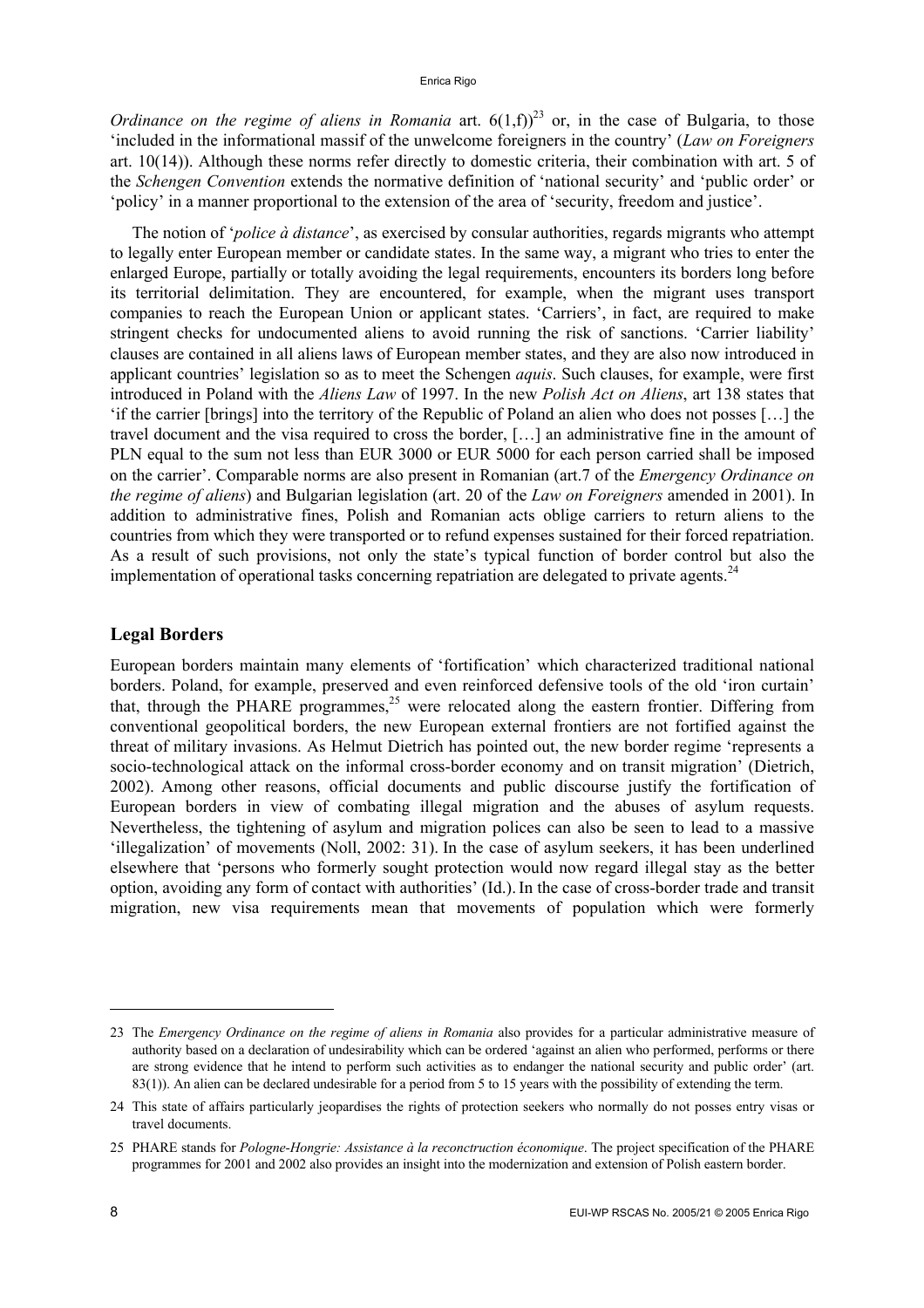*Ordinance on the regime of aliens in Romania* art. 6(1,f))[23] or, in the case of Bulgaria, to those 'included in the informational massif of the unwelcome foreigners in the country' (*Law on Foreigners* art. 10(14)). Although these norms refer directly to domestic criteria, their combination with art. 5 of the *Schengen Convention* extends the normative definition of 'national security' and 'public order' or 'policy' in a manner proportional to the extension of the area of 'security, freedom and justice'.

The notion of '*police à distance*', as exercised by consular authorities, regards migrants who attempt to legally enter European member or candidate states. In the same way, a migrant who tries to enter the enlarged Europe, partially or totally avoiding the legal requirements, encounters its borders long before its territorial delimitation. They are encountered, for example, when the migrant uses transport companies to reach the European Union or applicant states. 'Carriers', in fact, are required to make stringent checks for undocumented aliens to avoid running the risk of sanctions. 'Carrier liability' clauses are contained in all aliens laws of European member states, and they are also now introduced in applicant countries' legislation so as to meet the Schengen *aquis*. Such clauses, for example, were first introduced in Poland with the *Aliens Law* of 1997. In the new *Polish Act on Aliens*, art 138 states that 'if the carrier [brings] into the territory of the Republic of Poland an alien who does not posses […] the travel document and the visa required to cross the border, […] an administrative fine in the amount of PLN equal to the sum not less than EUR 3000 or EUR 5000 for each person carried shall be imposed on the carrier'. Comparable norms are also present in Romanian (art.7 of the *Emergency Ordinance on the regime of aliens*) and Bulgarian legislation (art. 20 of the *Law on Foreigners* amended in 2001). In addition to administrative fines, Polish and Romanian acts oblige carriers to return aliens to the countries from which they were transported or to refund expenses sustained for their forced repatriation. As a result of such provisions, not only the state's typical function of border control but also the implementation of operational tasks concerning repatriation are delegated to private agents.[24]

## Legal Borders

European borders maintain many elements of 'fortification' which characterized traditional national borders. Poland, for example, preserved and even reinforced defensive tools of the old 'iron curtain' that, through the PHARE programmes,[25] were relocated along the eastern frontier. Differing from conventional geopolitical borders, the new European external frontiers are not fortified against the threat of military invasions. As Helmut Dietrich has pointed out, the new border regime 'represents a socio-technological attack on the informal cross-border economy and on transit migration' (Dietrich, 2002). Among other reasons, official documents and public discourse justify the fortification of European borders in view of combating illegal migration and the abuses of asylum requests. Nevertheless, the tightening of asylum and migration polices can also be seen to lead to a massive 'illegalization' of movements (Noll, 2002: 31). In the case of asylum seekers, it has been underlined elsewhere that 'persons who formerly sought protection would now regard illegal stay as the better option, avoiding any form of contact with authorities' (Id.). In the case of cross-border trade and transit migration, new visa requirements mean that movements of population which were formerly

---

23 The *Emergency Ordinance on the regime of aliens in Romania* also provides for a particular administrative measure of authority based on a declaration of undesirability which can be ordered 'against an alien who performed, performs or there are strong evidence that he intend to perform such activities as to endanger the national security and public order' (art. 83(1)). An alien can be declared undesirable for a period from 5 to 15 years with the possibility of extending the term.

24 This state of affairs particularly jeopardises the rights of protection seekers who normally do not posses entry visas or travel documents.

25 PHARE stands for *Pologne-Hongrie: Assistance à la reconctruction économique*. The project specification of the PHARE programmes for 2001 and 2002 also provides an insight into the modernization and extension of Polish eastern border.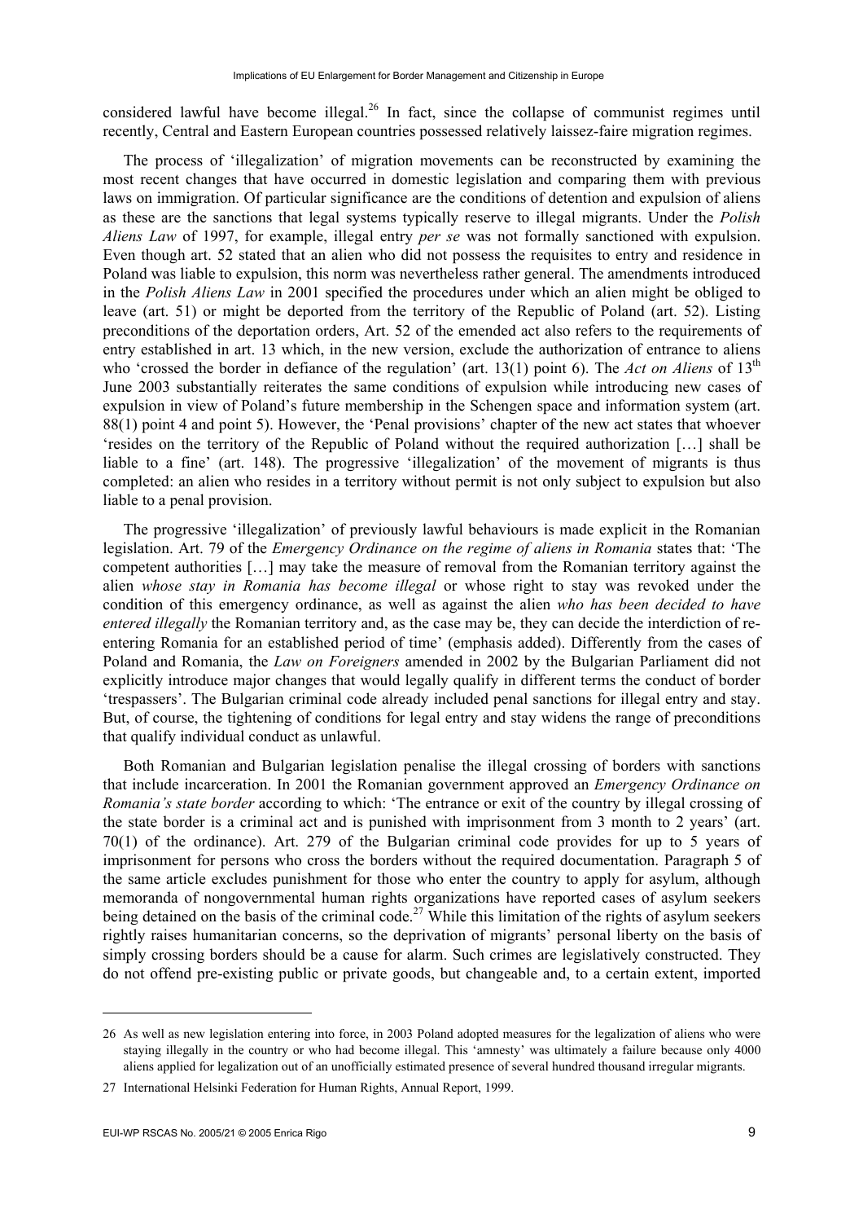considered lawful have become illegal.[26] In fact, since the collapse of communist regimes until recently, Central and Eastern European countries possessed relatively laissez-faire migration regimes.

The process of 'illegalization' of migration movements can be reconstructed by examining the most recent changes that have occurred in domestic legislation and comparing them with previous laws on immigration. Of particular significance are the conditions of detention and expulsion of aliens as these are the sanctions that legal systems typically reserve to illegal migrants. Under the *Polish Aliens Law* of 1997, for example, illegal entry *per se* was not formally sanctioned with expulsion. Even though art. 52 stated that an alien who did not possess the requisites to entry and residence in Poland was liable to expulsion, this norm was nevertheless rather general. The amendments introduced in the *Polish Aliens Law* in 2001 specified the procedures under which an alien might be obliged to leave (art. 51) or might be deported from the territory of the Republic of Poland (art. 52). Listing preconditions of the deportation orders, Art. 52 of the emended act also refers to the requirements of entry established in art. 13 which, in the new version, exclude the authorization of entrance to aliens who 'crossed the border in defiance of the regulation' (art. 13(1) point 6). The *Act on Aliens* of 13th June 2003 substantially reiterates the same conditions of expulsion while introducing new cases of expulsion in view of Poland's future membership in the Schengen space and information system (art. 88(1) point 4 and point 5). However, the 'Penal provisions' chapter of the new act states that whoever 'resides on the territory of the Republic of Poland without the required authorization […] shall be liable to a fine' (art. 148). The progressive 'illegalization' of the movement of migrants is thus completed: an alien who resides in a territory without permit is not only subject to expulsion but also liable to a penal provision.

The progressive 'illegalization' of previously lawful behaviours is made explicit in the Romanian legislation. Art. 79 of the *Emergency Ordinance on the regime of aliens in Romania* states that: 'The competent authorities […] may take the measure of removal from the Romanian territory against the alien *whose stay in Romania has become illegal* or whose right to stay was revoked under the condition of this emergency ordinance, as well as against the alien *who has been decided to have entered illegally* the Romanian territory and, as the case may be, they can decide the interdiction of re-entering Romania for an established period of time' (emphasis added). Differently from the cases of Poland and Romania, the *Law on Foreigners* amended in 2002 by the Bulgarian Parliament did not explicitly introduce major changes that would legally qualify in different terms the conduct of border 'trespassers'. The Bulgarian criminal code already included penal sanctions for illegal entry and stay. But, of course, the tightening of conditions for legal entry and stay widens the range of preconditions that qualify individual conduct as unlawful.

Both Romanian and Bulgarian legislation penalise the illegal crossing of borders with sanctions that include incarceration. In 2001 the Romanian government approved an *Emergency Ordinance on Romania's state border* according to which: 'The entrance or exit of the country by illegal crossing of the state border is a criminal act and is punished with imprisonment from 3 month to 2 years' (art. 70(1) of the ordinance). Art. 279 of the Bulgarian criminal code provides for up to 5 years of imprisonment for persons who cross the borders without the required documentation. Paragraph 5 of the same article excludes punishment for those who enter the country to apply for asylum, although memoranda of nongovernmental human rights organizations have reported cases of asylum seekers being detained on the basis of the criminal code.[27] While this limitation of the rights of asylum seekers rightly raises humanitarian concerns, so the deprivation of migrants' personal liberty on the basis of simply crossing borders should be a cause for alarm. Such crimes are legislatively constructed. They do not offend pre-existing public or private goods, but changeable and, to a certain extent, imported

---

26 As well as new legislation entering into force, in 2003 Poland adopted measures for the legalization of aliens who were staying illegally in the country or who had become illegal. This 'amnesty' was ultimately a failure because only 4000 aliens applied for legalization out of an unofficially estimated presence of several hundred thousand irregular migrants.

27 International Helsinki Federation for Human Rights, Annual Report, 1999.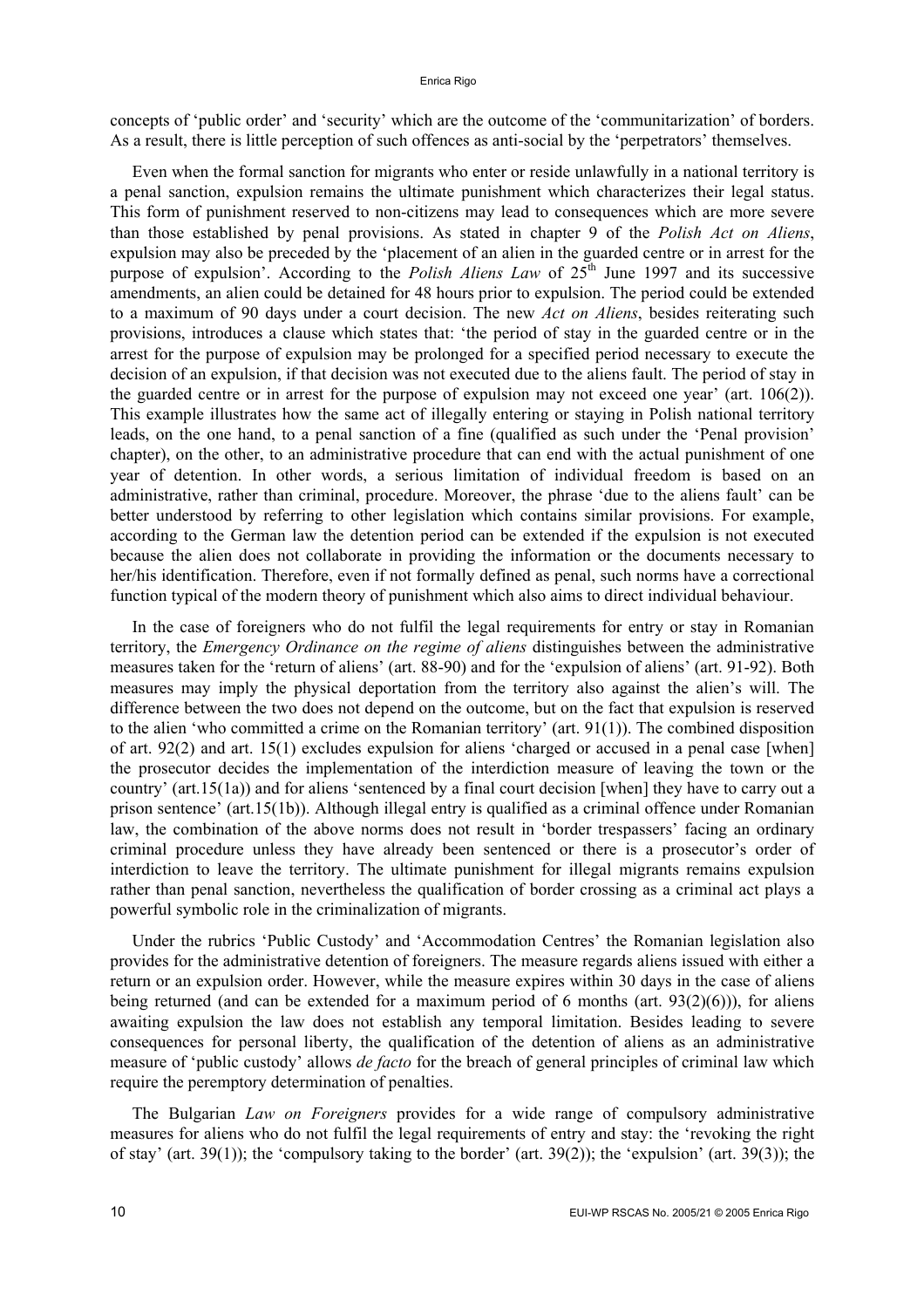concepts of 'public order' and 'security' which are the outcome of the 'communitarization' of borders. As a result, there is little perception of such offences as anti-social by the 'perpetrators' themselves.

Even when the formal sanction for migrants who enter or reside unlawfully in a national territory is a penal sanction, expulsion remains the ultimate punishment which characterizes their legal status. This form of punishment reserved to non-citizens may lead to consequences which are more severe than those established by penal provisions. As stated in chapter 9 of the *Polish Act on Aliens*, expulsion may also be preceded by the 'placement of an alien in the guarded centre or in arrest for the purpose of expulsion'. According to the *Polish Aliens Law* of 25th June 1997 and its successive amendments, an alien could be detained for 48 hours prior to expulsion. The period could be extended to a maximum of 90 days under a court decision. The new *Act on Aliens*, besides reiterating such provisions, introduces a clause which states that: 'the period of stay in the guarded centre or in the arrest for the purpose of expulsion may be prolonged for a specified period necessary to execute the decision of an expulsion, if that decision was not executed due to the aliens fault. The period of stay in the guarded centre or in arrest for the purpose of expulsion may not exceed one year' (art. 106(2)). This example illustrates how the same act of illegally entering or staying in Polish national territory leads, on the one hand, to a penal sanction of a fine (qualified as such under the 'Penal provision' chapter), on the other, to an administrative procedure that can end with the actual punishment of one year of detention. In other words, a serious limitation of individual freedom is based on an administrative, rather than criminal, procedure. Moreover, the phrase 'due to the aliens fault' can be better understood by referring to other legislation which contains similar provisions. For example, according to the German law the detention period can be extended if the expulsion is not executed because the alien does not collaborate in providing the information or the documents necessary to her/his identification. Therefore, even if not formally defined as penal, such norms have a correctional function typical of the modern theory of punishment which also aims to direct individual behaviour.

In the case of foreigners who do not fulfil the legal requirements for entry or stay in Romanian territory, the *Emergency Ordinance on the regime of aliens* distinguishes between the administrative measures taken for the 'return of aliens' (art. 88-90) and for the 'expulsion of aliens' (art. 91-92). Both measures may imply the physical deportation from the territory also against the alien's will. The difference between the two does not depend on the outcome, but on the fact that expulsion is reserved to the alien 'who committed a crime on the Romanian territory' (art. 91(1)). The combined disposition of art. 92(2) and art. 15(1) excludes expulsion for aliens 'charged or accused in a penal case [when] the prosecutor decides the implementation of the interdiction measure of leaving the town or the country' (art.15(1a)) and for aliens 'sentenced by a final court decision [when] they have to carry out a prison sentence' (art.15(1b)). Although illegal entry is qualified as a criminal offence under Romanian law, the combination of the above norms does not result in 'border trespassers' facing an ordinary criminal procedure unless they have already been sentenced or there is a prosecutor's order of interdiction to leave the territory. The ultimate punishment for illegal migrants remains expulsion rather than penal sanction, nevertheless the qualification of border crossing as a criminal act plays a powerful symbolic role in the criminalization of migrants.

Under the rubrics 'Public Custody' and 'Accommodation Centres' the Romanian legislation also provides for the administrative detention of foreigners. The measure regards aliens issued with either a return or an expulsion order. However, while the measure expires within 30 days in the case of aliens being returned (and can be extended for a maximum period of 6 months (art. 93(2)(6))), for aliens awaiting expulsion the law does not establish any temporal limitation. Besides leading to severe consequences for personal liberty, the qualification of the detention of aliens as an administrative measure of 'public custody' allows *de facto* for the breach of general principles of criminal law which require the peremptory determination of penalties.

The Bulgarian *Law on Foreigners* provides for a wide range of compulsory administrative measures for aliens who do not fulfil the legal requirements of entry and stay: the 'revoking the right of stay' (art. 39(1)); the 'compulsory taking to the border' (art. 39(2)); the 'expulsion' (art. 39(3)); the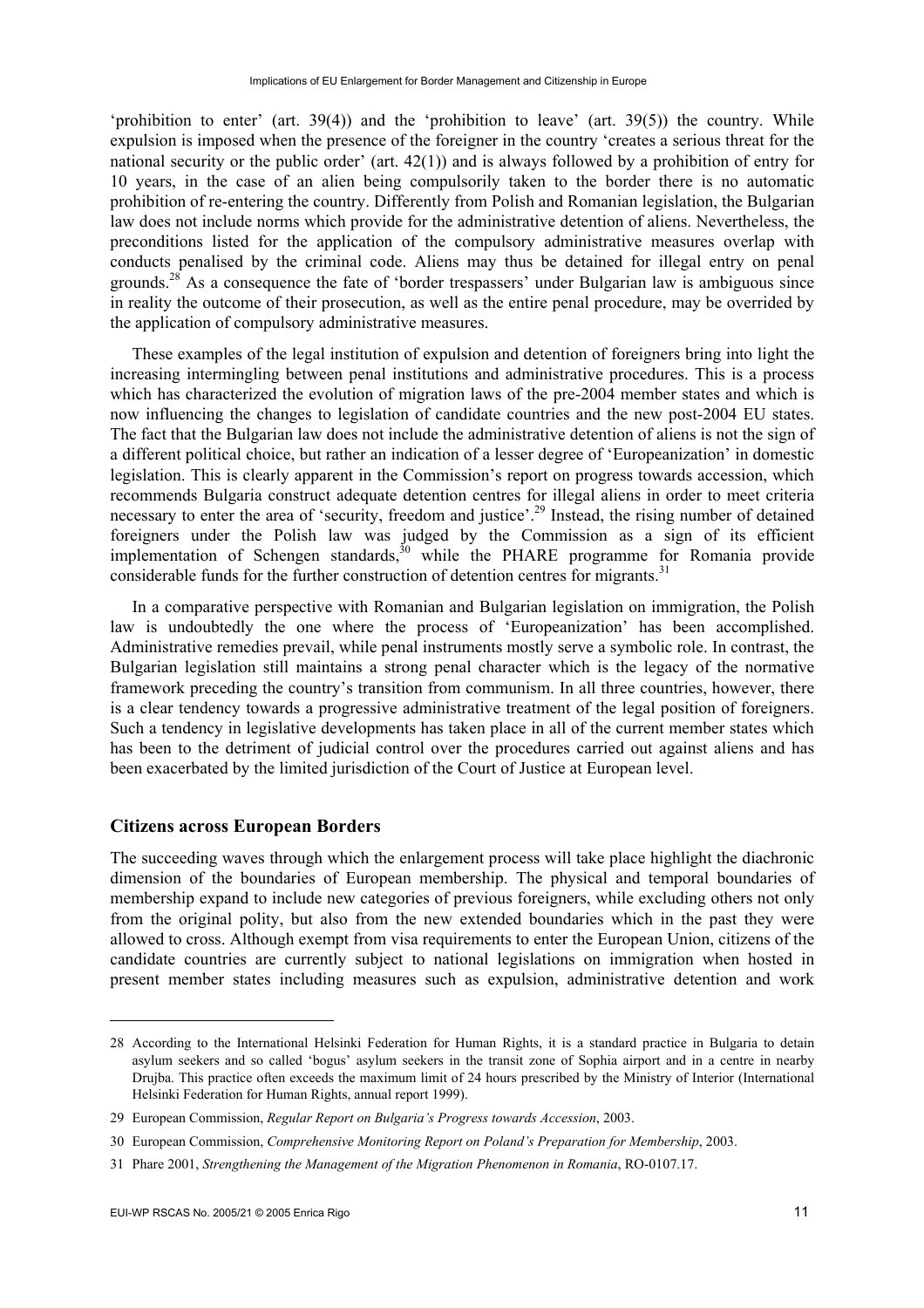'prohibition to enter' (art. 39(4)) and the 'prohibition to leave' (art. 39(5)) the country. While expulsion is imposed when the presence of the foreigner in the country 'creates a serious threat for the national security or the public order' (art. 42(1)) and is always followed by a prohibition of entry for 10 years, in the case of an alien being compulsorily taken to the border there is no automatic prohibition of re-entering the country. Differently from Polish and Romanian legislation, the Bulgarian law does not include norms which provide for the administrative detention of aliens. Nevertheless, the preconditions listed for the application of the compulsory administrative measures overlap with conducts penalised by the criminal code. Aliens may thus be detained for illegal entry on penal grounds.[28] As a consequence the fate of 'border trespassers' under Bulgarian law is ambiguous since in reality the outcome of their prosecution, as well as the entire penal procedure, may be overrided by the application of compulsory administrative measures.

These examples of the legal institution of expulsion and detention of foreigners bring into light the increasing intermingling between penal institutions and administrative procedures. This is a process which has characterized the evolution of migration laws of the pre-2004 member states and which is now influencing the changes to legislation of candidate countries and the new post-2004 EU states. The fact that the Bulgarian law does not include the administrative detention of aliens is not the sign of a different political choice, but rather an indication of a lesser degree of 'Europeanization' in domestic legislation. This is clearly apparent in the Commission's report on progress towards accession, which recommends Bulgaria construct adequate detention centres for illegal aliens in order to meet criteria necessary to enter the area of 'security, freedom and justice'.[29] Instead, the rising number of detained foreigners under the Polish law was judged by the Commission as a sign of its efficient implementation of Schengen standards,[30] while the PHARE programme for Romania provide considerable funds for the further construction of detention centres for migrants.[31]

In a comparative perspective with Romanian and Bulgarian legislation on immigration, the Polish law is undoubtedly the one where the process of 'Europeanization' has been accomplished. Administrative remedies prevail, while penal instruments mostly serve a symbolic role. In contrast, the Bulgarian legislation still maintains a strong penal character which is the legacy of the normative framework preceding the country's transition from communism. In all three countries, however, there is a clear tendency towards a progressive administrative treatment of the legal position of foreigners. Such a tendency in legislative developments has taken place in all of the current member states which has been to the detriment of judicial control over the procedures carried out against aliens and has been exacerbated by the limited jurisdiction of the Court of Justice at European level.

## Citizens across European Borders

The succeeding waves through which the enlargement process will take place highlight the diachronic dimension of the boundaries of European membership. The physical and temporal boundaries of membership expand to include new categories of previous foreigners, while excluding others not only from the original polity, but also from the new extended boundaries which in the past they were allowed to cross. Although exempt from visa requirements to enter the European Union, citizens of the candidate countries are currently subject to national legislations on immigration when hosted in present member states including measures such as expulsion, administrative detention and work

---

28 According to the International Helsinki Federation for Human Rights, it is a standard practice in Bulgaria to detain asylum seekers and so called 'bogus' asylum seekers in the transit zone of Sophia airport and in a centre in nearby Drujba. This practice often exceeds the maximum limit of 24 hours prescribed by the Ministry of Interior (International Helsinki Federation for Human Rights, annual report 1999).

29 European Commission, *Regular Report on Bulgaria's Progress towards Accession*, 2003.

30 European Commission, *Comprehensive Monitoring Report on Poland's Preparation for Membership*, 2003.

31 Phare 2001, *Strengthening the Management of the Migration Phenomenon in Romania*, RO-0107.17.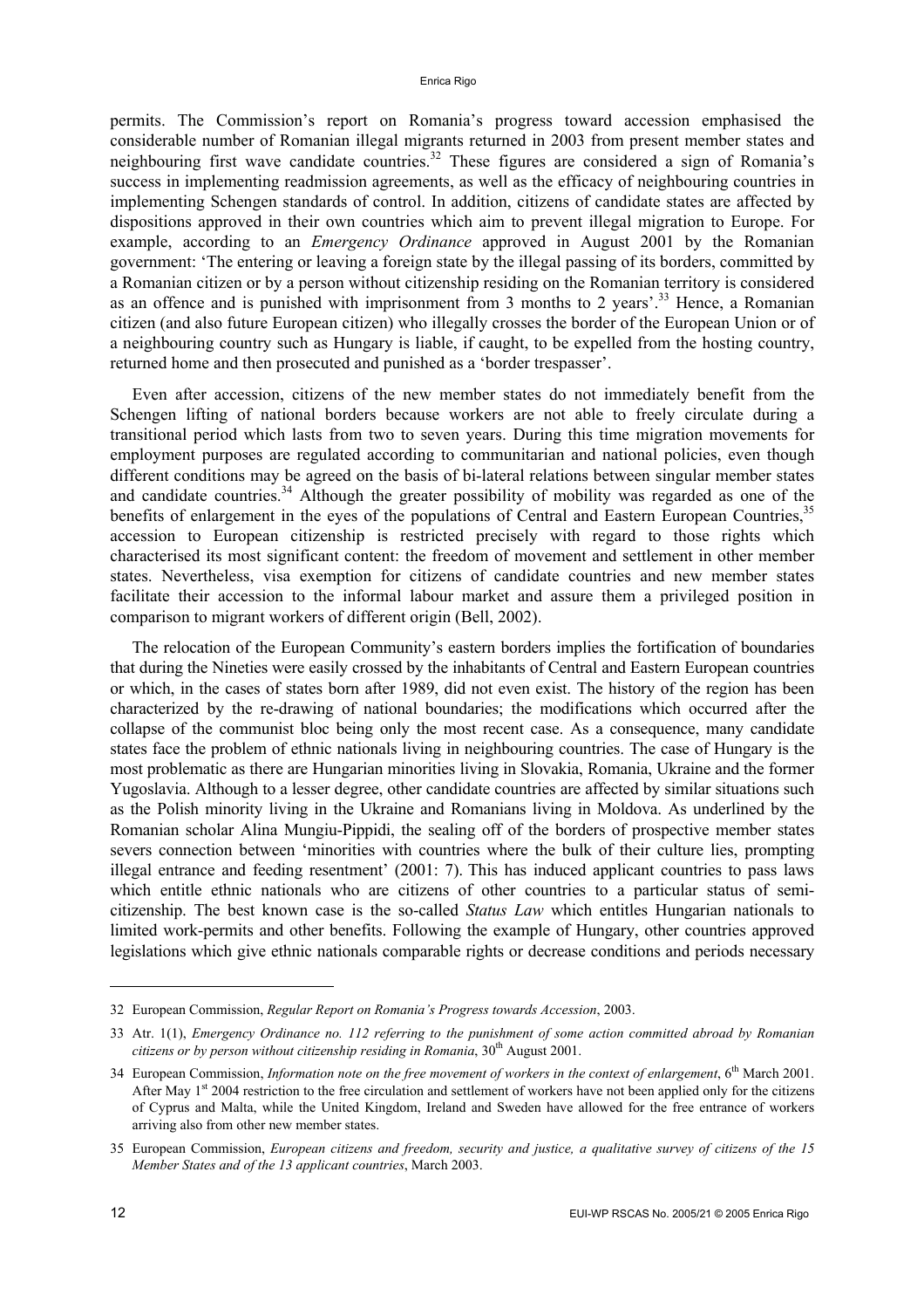permits. The Commission's report on Romania's progress toward accession emphasised the considerable number of Romanian illegal migrants returned in 2003 from present member states and neighbouring first wave candidate countries.[32] These figures are considered a sign of Romania's success in implementing readmission agreements, as well as the efficacy of neighbouring countries in implementing Schengen standards of control. In addition, citizens of candidate states are affected by dispositions approved in their own countries which aim to prevent illegal migration to Europe. For example, according to an *Emergency Ordinance* approved in August 2001 by the Romanian government: 'The entering or leaving a foreign state by the illegal passing of its borders, committed by a Romanian citizen or by a person without citizenship residing on the Romanian territory is considered as an offence and is punished with imprisonment from 3 months to 2 years'.[33] Hence, a Romanian citizen (and also future European citizen) who illegally crosses the border of the European Union or of a neighbouring country such as Hungary is liable, if caught, to be expelled from the hosting country, returned home and then prosecuted and punished as a 'border trespasser'.

Even after accession, citizens of the new member states do not immediately benefit from the Schengen lifting of national borders because workers are not able to freely circulate during a transitional period which lasts from two to seven years. During this time migration movements for employment purposes are regulated according to communitarian and national policies, even though different conditions may be agreed on the basis of bi-lateral relations between singular member states and candidate countries.[34] Although the greater possibility of mobility was regarded as one of the benefits of enlargement in the eyes of the populations of Central and Eastern European Countries,[35] accession to European citizenship is restricted precisely with regard to those rights which characterised its most significant content: the freedom of movement and settlement in other member states. Nevertheless, visa exemption for citizens of candidate countries and new member states facilitate their accession to the informal labour market and assure them a privileged position in comparison to migrant workers of different origin (Bell, 2002).

The relocation of the European Community's eastern borders implies the fortification of boundaries that during the Nineties were easily crossed by the inhabitants of Central and Eastern European countries or which, in the cases of states born after 1989, did not even exist. The history of the region has been characterized by the re-drawing of national boundaries; the modifications which occurred after the collapse of the communist bloc being only the most recent case. As a consequence, many candidate states face the problem of ethnic nationals living in neighbouring countries. The case of Hungary is the most problematic as there are Hungarian minorities living in Slovakia, Romania, Ukraine and the former Yugoslavia. Although to a lesser degree, other candidate countries are affected by similar situations such as the Polish minority living in the Ukraine and Romanians living in Moldova. As underlined by the Romanian scholar Alina Mungiu-Pippidi, the sealing off of the borders of prospective member states severs connection between 'minorities with countries where the bulk of their culture lies, prompting illegal entrance and feeding resentment' (2001: 7). This has induced applicant countries to pass laws which entitle ethnic nationals who are citizens of other countries to a particular status of semi-citizenship. The best known case is the so-called *Status Law* which entitles Hungarian nationals to limited work-permits and other benefits. Following the example of Hungary, other countries approved legislations which give ethnic nationals comparable rights or decrease conditions and periods necessary

---

32 European Commission, *Regular Report on Romania's Progress towards Accession*, 2003.

33 Atr. 1(1), *Emergency Ordinance no. 112 referring to the punishment of some action committed abroad by Romanian citizens or by person without citizenship residing in Romania*, 30th August 2001.

34 European Commission, *Information note on the free movement of workers in the context of enlargement*, 6th March 2001. After May 1st 2004 restriction to the free circulation and settlement of workers have not been applied only for the citizens of Cyprus and Malta, while the United Kingdom, Ireland and Sweden have allowed for the free entrance of workers arriving also from other new member states.

35 European Commission, *European citizens and freedom, security and justice, a qualitative survey of citizens of the 15 Member States and of the 13 applicant countries*, March 2003.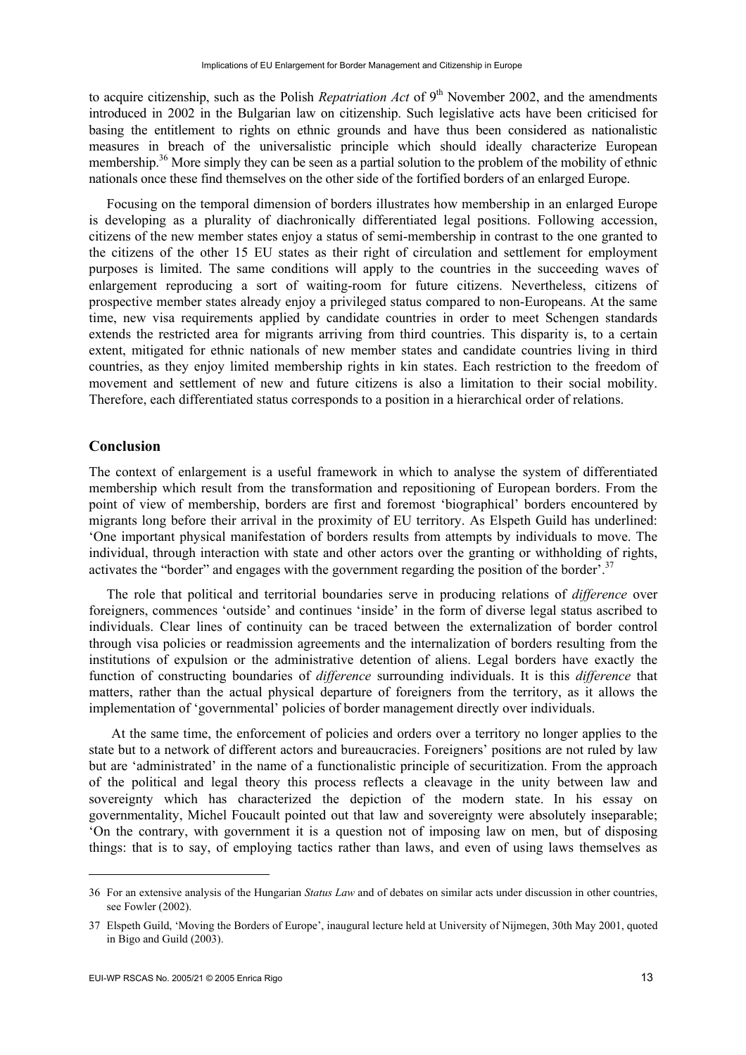to acquire citizenship, such as the Polish *Repatriation Act* of 9th November 2002, and the amendments introduced in 2002 in the Bulgarian law on citizenship. Such legislative acts have been criticised for basing the entitlement to rights on ethnic grounds and have thus been considered as nationalistic measures in breach of the universalistic principle which should ideally characterize European membership.[36] More simply they can be seen as a partial solution to the problem of the mobility of ethnic nationals once these find themselves on the other side of the fortified borders of an enlarged Europe.

Focusing on the temporal dimension of borders illustrates how membership in an enlarged Europe is developing as a plurality of diachronically differentiated legal positions. Following accession, citizens of the new member states enjoy a status of semi-membership in contrast to the one granted to the citizens of the other 15 EU states as their right of circulation and settlement for employment purposes is limited. The same conditions will apply to the countries in the succeeding waves of enlargement reproducing a sort of waiting-room for future citizens. Nevertheless, citizens of prospective member states already enjoy a privileged status compared to non-Europeans. At the same time, new visa requirements applied by candidate countries in order to meet Schengen standards extends the restricted area for migrants arriving from third countries. This disparity is, to a certain extent, mitigated for ethnic nationals of new member states and candidate countries living in third countries, as they enjoy limited membership rights in kin states. Each restriction to the freedom of movement and settlement of new and future citizens is also a limitation to their social mobility. Therefore, each differentiated status corresponds to a position in a hierarchical order of relations.

## Conclusion

The context of enlargement is a useful framework in which to analyse the system of differentiated membership which result from the transformation and repositioning of European borders. From the point of view of membership, borders are first and foremost 'biographical' borders encountered by migrants long before their arrival in the proximity of EU territory. As Elspeth Guild has underlined: 'One important physical manifestation of borders results from attempts by individuals to move. The individual, through interaction with state and other actors over the granting or withholding of rights, activates the "border" and engages with the government regarding the position of the border'.[37]

The role that political and territorial boundaries serve in producing relations of *difference* over foreigners, commences 'outside' and continues 'inside' in the form of diverse legal status ascribed to individuals. Clear lines of continuity can be traced between the externalization of border control through visa policies or readmission agreements and the internalization of borders resulting from the institutions of expulsion or the administrative detention of aliens. Legal borders have exactly the function of constructing boundaries of *difference* surrounding individuals. It is this *difference* that matters, rather than the actual physical departure of foreigners from the territory, as it allows the implementation of 'governmental' policies of border management directly over individuals.

At the same time, the enforcement of policies and orders over a territory no longer applies to the state but to a network of different actors and bureaucracies. Foreigners' positions are not ruled by law but are 'administrated' in the name of a functionalistic principle of securitization. From the approach of the political and legal theory this process reflects a cleavage in the unity between law and sovereignty which has characterized the depiction of the modern state. In his essay on governmentality, Michel Foucault pointed out that law and sovereignty were absolutely inseparable; 'On the contrary, with government it is a question not of imposing law on men, but of disposing things: that is to say, of employing tactics rather than laws, and even of using laws themselves as

---

36 For an extensive analysis of the Hungarian *Status Law* and of debates on similar acts under discussion in other countries, see Fowler (2002).

37 Elspeth Guild, 'Moving the Borders of Europe', inaugural lecture held at University of Nijmegen, 30th May 2001, quoted in Bigo and Guild (2003).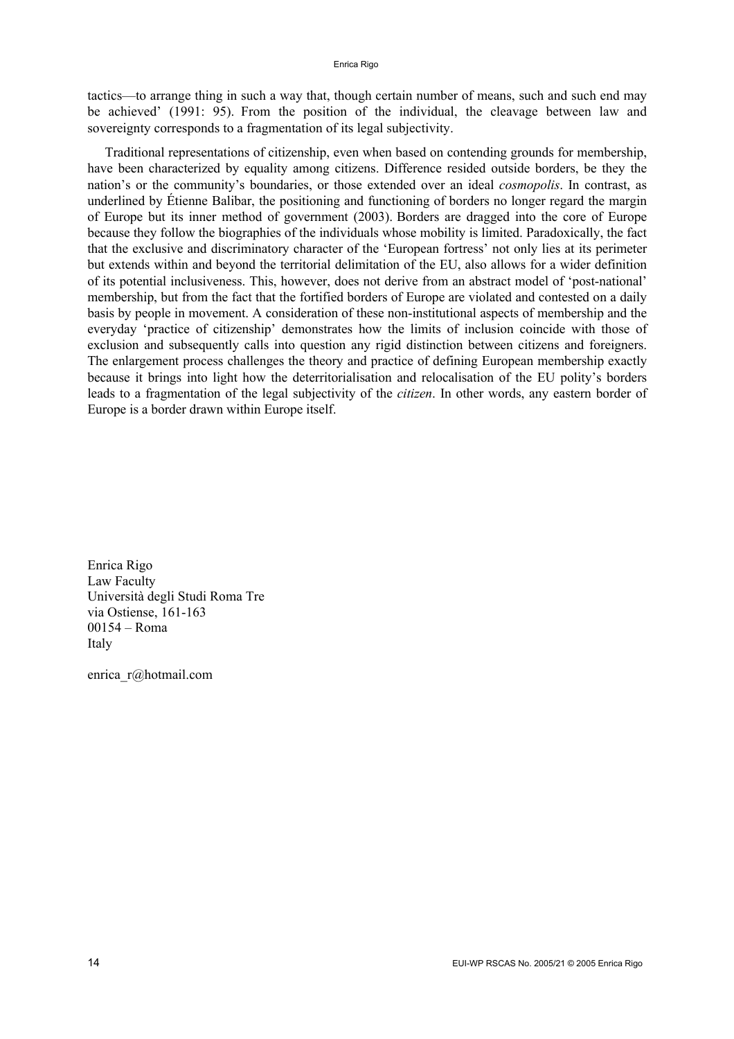tactics—to arrange thing in such a way that, though certain number of means, such and such end may be achieved' (1991: 95). From the position of the individual, the cleavage between law and sovereignty corresponds to a fragmentation of its legal subjectivity.

Traditional representations of citizenship, even when based on contending grounds for membership, have been characterized by equality among citizens. Difference resided outside borders, be they the nation's or the community's boundaries, or those extended over an ideal *cosmopolis*. In contrast, as underlined by Étienne Balibar, the positioning and functioning of borders no longer regard the margin of Europe but its inner method of government (2003). Borders are dragged into the core of Europe because they follow the biographies of the individuals whose mobility is limited. Paradoxically, the fact that the exclusive and discriminatory character of the 'European fortress' not only lies at its perimeter but extends within and beyond the territorial delimitation of the EU, also allows for a wider definition of its potential inclusiveness. This, however, does not derive from an abstract model of 'post-national' membership, but from the fact that the fortified borders of Europe are violated and contested on a daily basis by people in movement. A consideration of these non-institutional aspects of membership and the everyday 'practice of citizenship' demonstrates how the limits of inclusion coincide with those of exclusion and subsequently calls into question any rigid distinction between citizens and foreigners. The enlargement process challenges the theory and practice of defining European membership exactly because it brings into light how the deterritorialisation and relocalisation of the EU polity's borders leads to a fragmentation of the legal subjectivity of the *citizen*. In other words, any eastern border of Europe is a border drawn within Europe itself.

Enrica Rigo
Law Faculty
Università degli Studi Roma Tre
via Ostiense, 161-163
00154 – Roma
Italy

enrica_r@hotmail.com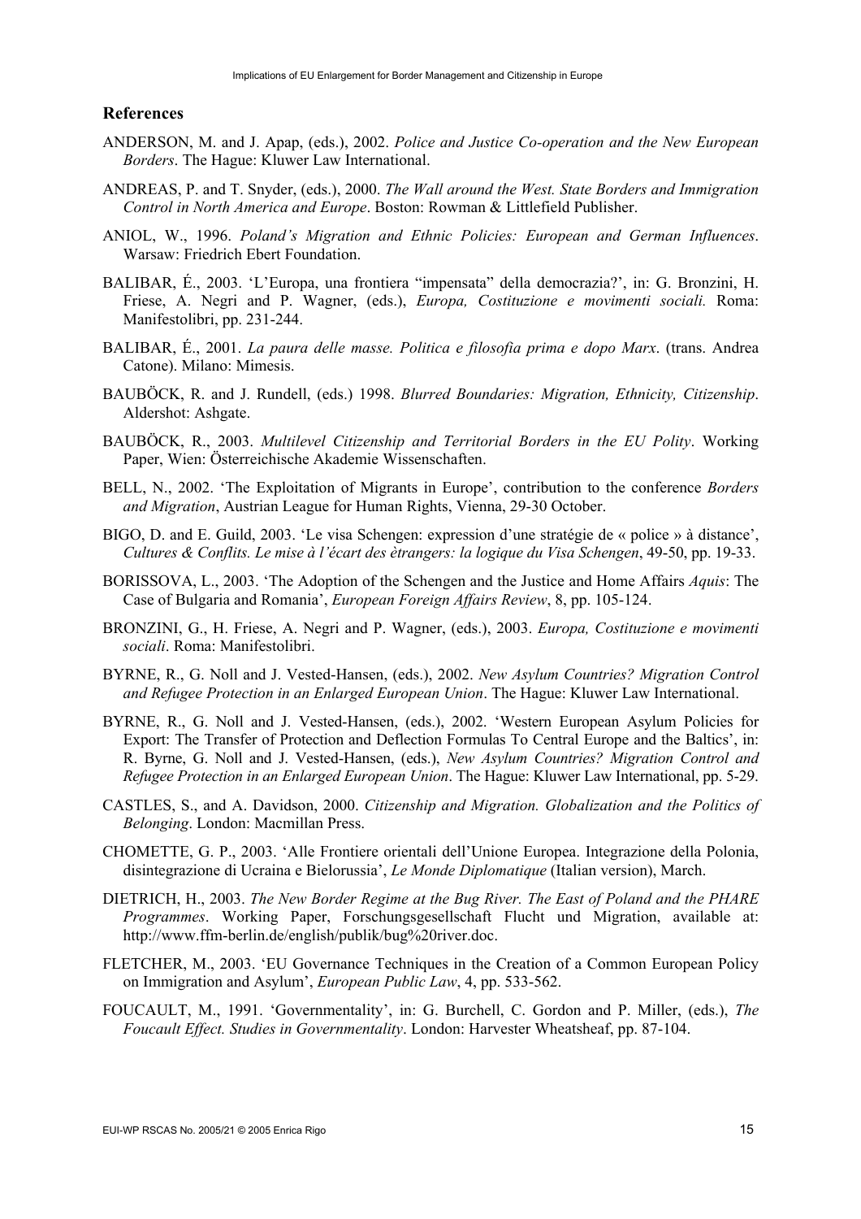## References

ANDERSON, M. and J. Apap, (eds.), 2002. *Police and Justice Co-operation and the New European Borders*. The Hague: Kluwer Law International.

ANDREAS, P. and T. Snyder, (eds.), 2000. *The Wall around the West. State Borders and Immigration Control in North America and Europe*. Boston: Rowman & Littlefield Publisher.

ANIOL, W., 1996. *Poland's Migration and Ethnic Policies: European and German Influences*. Warsaw: Friedrich Ebert Foundation.

BALIBAR, É., 2003. 'L'Europa, una frontiera "impensata" della democrazia?', in: G. Bronzini, H. Friese, A. Negri and P. Wagner, (eds.), *Europa, Costituzione e movimenti sociali.* Roma: Manifestolibri, pp. 231-244.

BALIBAR, É., 2001. *La paura delle masse. Politica e filosofia prima e dopo Marx*. (trans. Andrea Catone). Milano: Mimesis.

BAUBÖCK, R. and J. Rundell, (eds.) 1998. *Blurred Boundaries: Migration, Ethnicity, Citizenship*. Aldershot: Ashgate.

BAUBÖCK, R., 2003. *Multilevel Citizenship and Territorial Borders in the EU Polity*. Working Paper, Wien: Österreichische Akademie Wissenschaften.

BELL, N., 2002. 'The Exploitation of Migrants in Europe', contribution to the conference *Borders and Migration*, Austrian League for Human Rights, Vienna, 29-30 October.

BIGO, D. and E. Guild, 2003. 'Le visa Schengen: expression d'une stratégie de « police » à distance', *Cultures & Conflits. Le mise à l'écart des ètrangers: la logique du Visa Schengen*, 49-50, pp. 19-33.

BORISSOVA, L., 2003. 'The Adoption of the Schengen and the Justice and Home Affairs *Aquis*: The Case of Bulgaria and Romania', *European Foreign Affairs Review*, 8, pp. 105-124.

BRONZINI, G., H. Friese, A. Negri and P. Wagner, (eds.), 2003. *Europa, Costituzione e movimenti sociali*. Roma: Manifestolibri.

BYRNE, R., G. Noll and J. Vested-Hansen, (eds.), 2002. *New Asylum Countries? Migration Control and Refugee Protection in an Enlarged European Union*. The Hague: Kluwer Law International.

BYRNE, R., G. Noll and J. Vested-Hansen, (eds.), 2002. 'Western European Asylum Policies for Export: The Transfer of Protection and Deflection Formulas To Central Europe and the Baltics', in: R. Byrne, G. Noll and J. Vested-Hansen, (eds.), *New Asylum Countries? Migration Control and Refugee Protection in an Enlarged European Union*. The Hague: Kluwer Law International, pp. 5-29.

CASTLES, S., and A. Davidson, 2000. *Citizenship and Migration. Globalization and the Politics of Belonging*. London: Macmillan Press.

CHOMETTE, G. P., 2003. 'Alle Frontiere orientali dell'Unione Europea. Integrazione della Polonia, disintegrazione di Ucraina e Bielorussia', *Le Monde Diplomatique* (Italian version), March.

DIETRICH, H., 2003. *The New Border Regime at the Bug River. The East of Poland and the PHARE Programmes*. Working Paper, Forschungsgesellschaft Flucht und Migration, available at: http://www.ffm-berlin.de/english/publik/bug%20river.doc.

FLETCHER, M., 2003. 'EU Governance Techniques in the Creation of a Common European Policy on Immigration and Asylum', *European Public Law*, 4, pp. 533-562.

FOUCAULT, M., 1991. 'Governmentality', in: G. Burchell, C. Gordon and P. Miller, (eds.), *The Foucault Effect. Studies in Governmentality*. London: Harvester Wheatsheaf, pp. 87-104.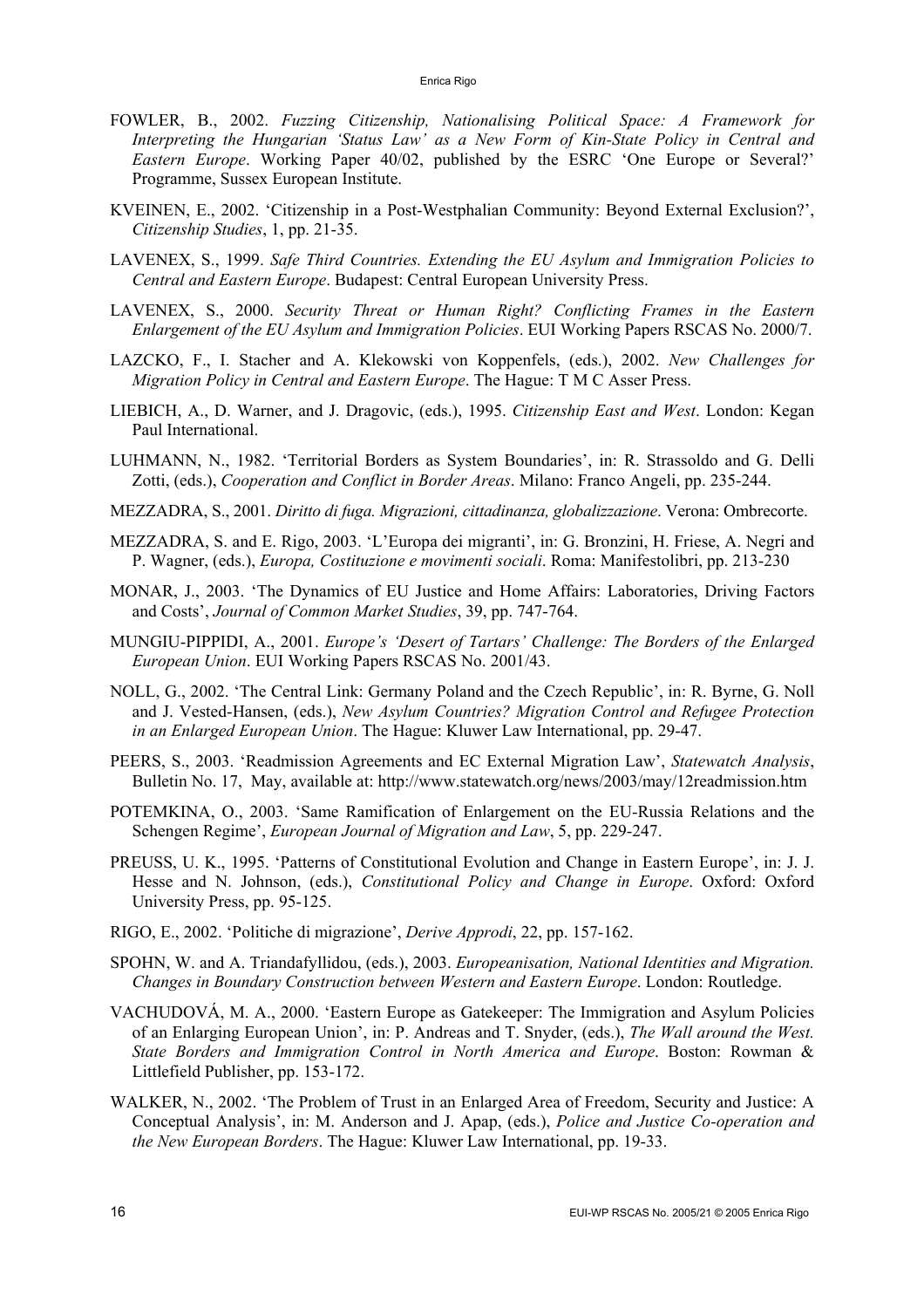FOWLER, B., 2002. *Fuzzing Citizenship, Nationalising Political Space: A Framework for Interpreting the Hungarian 'Status Law' as a New Form of Kin-State Policy in Central and Eastern Europe*. Working Paper 40/02, published by the ESRC 'One Europe or Several?' Programme, Sussex European Institute.

KVEINEN, E., 2002. 'Citizenship in a Post-Westphalian Community: Beyond External Exclusion?', *Citizenship Studies*, 1, pp. 21-35.

LAVENEX, S., 1999. *Safe Third Countries. Extending the EU Asylum and Immigration Policies to Central and Eastern Europe*. Budapest: Central European University Press.

LAVENEX, S., 2000. *Security Threat or Human Right? Conflicting Frames in the Eastern Enlargement of the EU Asylum and Immigration Policies*. EUI Working Papers RSCAS No. 2000/7.

LAZCKO, F., I. Stacher and A. Klekowski von Koppenfels, (eds.), 2002. *New Challenges for Migration Policy in Central and Eastern Europe*. The Hague: T M C Asser Press.

LIEBICH, A., D. Warner, and J. Dragovic, (eds.), 1995. *Citizenship East and West*. London: Kegan Paul International.

LUHMANN, N., 1982. 'Territorial Borders as System Boundaries', in: R. Strassoldo and G. Delli Zotti, (eds.), *Cooperation and Conflict in Border Areas*. Milano: Franco Angeli, pp. 235-244.

MEZZADRA, S., 2001. *Diritto di fuga. Migrazioni, cittadinanza, globalizzazione*. Verona: Ombrecorte.

MEZZADRA, S. and E. Rigo, 2003. 'L'Europa dei migranti', in: G. Bronzini, H. Friese, A. Negri and P. Wagner, (eds.), *Europa, Costituzione e movimenti sociali*. Roma: Manifestolibri, pp. 213-230

MONAR, J., 2003. 'The Dynamics of EU Justice and Home Affairs: Laboratories, Driving Factors and Costs', *Journal of Common Market Studies*, 39, pp. 747-764.

MUNGIU-PIPPIDI, A., 2001. *Europe's 'Desert of Tartars' Challenge: The Borders of the Enlarged European Union*. EUI Working Papers RSCAS No. 2001/43.

NOLL, G., 2002. 'The Central Link: Germany Poland and the Czech Republic', in: R. Byrne, G. Noll and J. Vested-Hansen, (eds.), *New Asylum Countries? Migration Control and Refugee Protection in an Enlarged European Union*. The Hague: Kluwer Law International, pp. 29-47.

PEERS, S., 2003. 'Readmission Agreements and EC External Migration Law', *Statewatch Analysis*, Bulletin No. 17, May, available at: http://www.statewatch.org/news/2003/may/12readmission.htm

POTEMKINA, O., 2003. 'Same Ramification of Enlargement on the EU-Russia Relations and the Schengen Regime', *European Journal of Migration and Law*, 5, pp. 229-247.

PREUSS, U. K., 1995. 'Patterns of Constitutional Evolution and Change in Eastern Europe', in: J. J. Hesse and N. Johnson, (eds.), *Constitutional Policy and Change in Europe*. Oxford: Oxford University Press, pp. 95-125.

RIGO, E., 2002. 'Politiche di migrazione', *Derive Approdi*, 22, pp. 157-162.

SPOHN, W. and A. Triandafyllidou, (eds.), 2003. *Europeanisation, National Identities and Migration. Changes in Boundary Construction between Western and Eastern Europe*. London: Routledge.

VACHUDOVÁ, M. A., 2000. 'Eastern Europe as Gatekeeper: The Immigration and Asylum Policies of an Enlarging European Union', in: P. Andreas and T. Snyder, (eds.), *The Wall around the West. State Borders and Immigration Control in North America and Europe*. Boston: Rowman & Littlefield Publisher, pp. 153-172.

WALKER, N., 2002. 'The Problem of Trust in an Enlarged Area of Freedom, Security and Justice: A Conceptual Analysis', in: M. Anderson and J. Apap, (eds.), *Police and Justice Co-operation and the New European Borders*. The Hague: Kluwer Law International, pp. 19-33.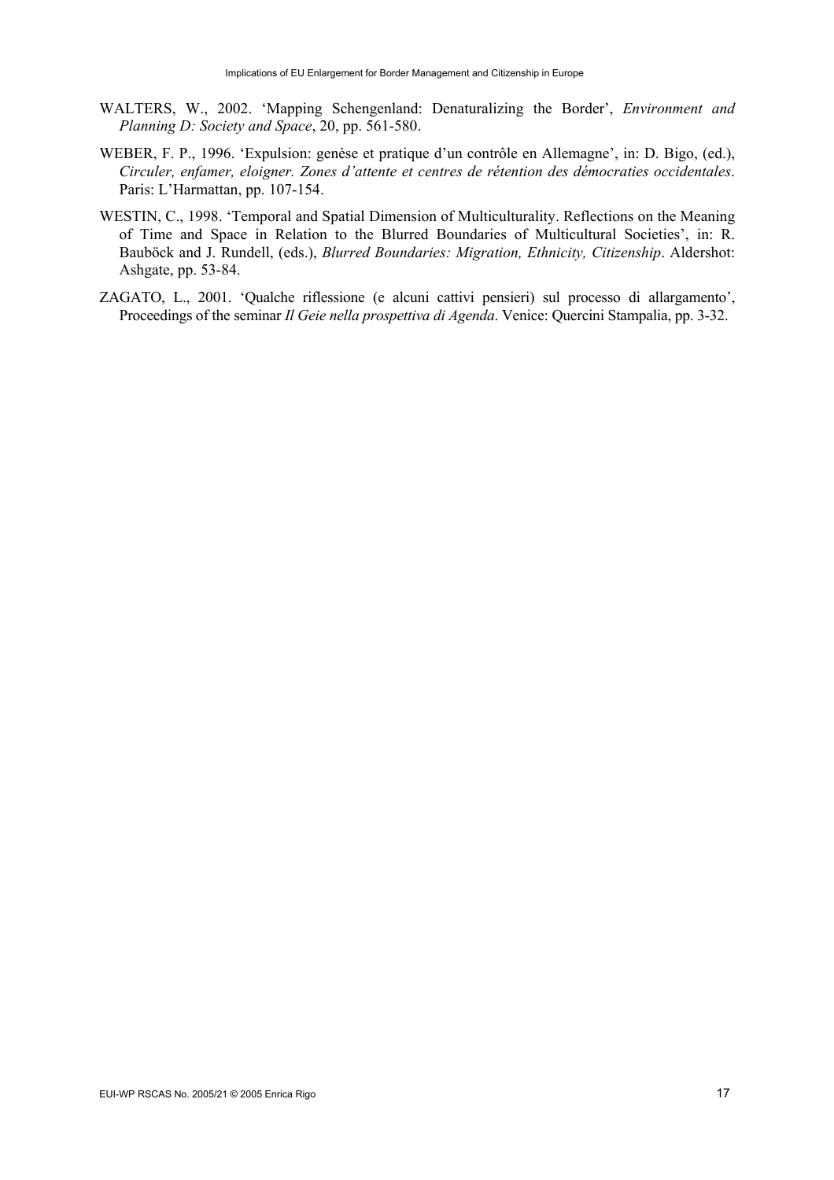WALTERS, W., 2002. 'Mapping Schengenland: Denaturalizing the Border', *Environment and Planning D: Society and Space*, 20, pp. 561-580.

WEBER, F. P., 1996. 'Expulsion: genèse et pratique d'un contrôle en Allemagne', in: D. Bigo, (ed.), *Circuler, enfamer, eloigner. Zones d'attente et centres de rétention des démocraties occidentales*. Paris: L'Harmattan, pp. 107-154.

WESTIN, C., 1998. 'Temporal and Spatial Dimension of Multiculturality. Reflections on the Meaning of Time and Space in Relation to the Blurred Boundaries of Multicultural Societies', in: R. Bauböck and J. Rundell, (eds.), *Blurred Boundaries: Migration, Ethnicity, Citizenship*. Aldershot: Ashgate, pp. 53-84.

ZAGATO, L., 2001. 'Qualche riflessione (e alcuni cattivi pensieri) sul processo di allargamento', Proceedings of the seminar *Il Geie nella prospettiva di Agenda*. Venice: Quercini Stampalia, pp. 3-32.